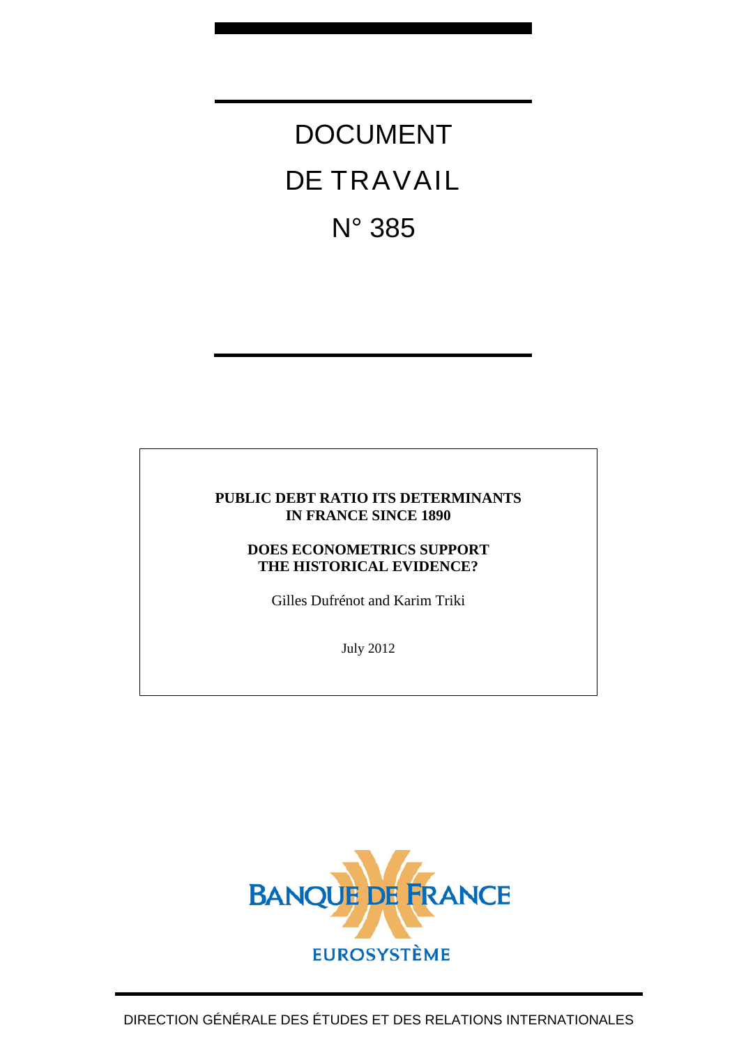# DOCUMENT DE TRAVAIL

# N° 385

**PUBLIC DEBT RATIO ITS DETERMINANTS IN FRANCE SINCE 1890**

**DOES ECONOMETRICS SUPPORT THE HISTORICAL EVIDENCE?**

Gilles Dufrénot and Karim Triki

July 2012

BANQUE DE FRANCE

EUROSYSTÈME

DIRECTION GÉNÉRALE DES ÉTUDES ET DES RELATIONS INTERNATIONALES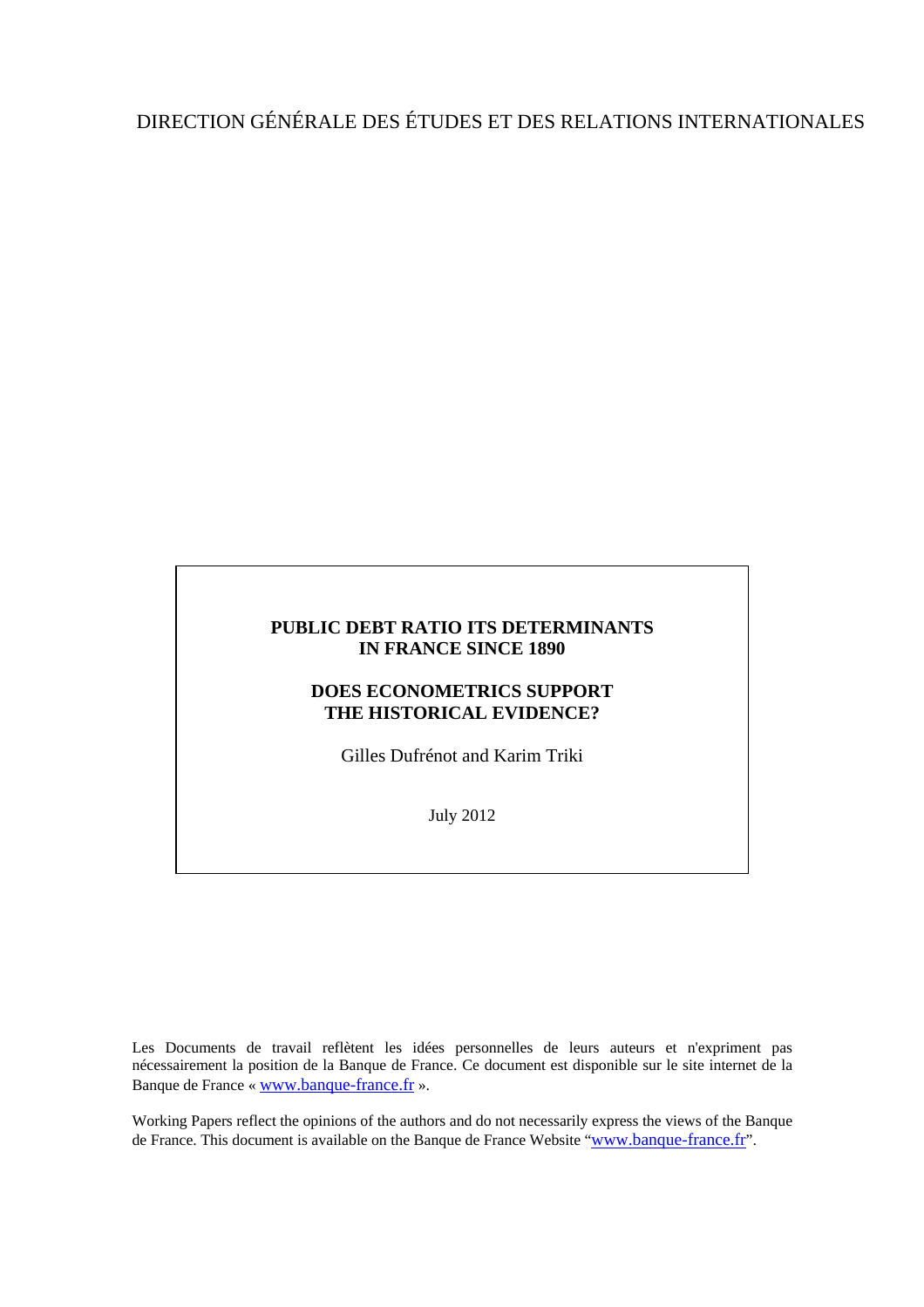DIRECTION GÉNÉRALE DES ÉTUDES ET DES RELATIONS INTERNATIONALES

**PUBLIC DEBT RATIO ITS DETERMINANTS IN FRANCE SINCE 1890**

**DOES ECONOMETRICS SUPPORT THE HISTORICAL EVIDENCE?**

Gilles Dufrénot and Karim Triki

July 2012

Les Documents de travail reflètent les idées personnelles de leurs auteurs et n'expriment pas nécessairement la position de la Banque de France. Ce document est disponible sur le site internet de la Banque de France « www.banque-france.fr ».

Working Papers reflect the opinions of the authors and do not necessarily express the views of the Banque de France. This document is available on the Banque de France Website "www.banque-france.fr".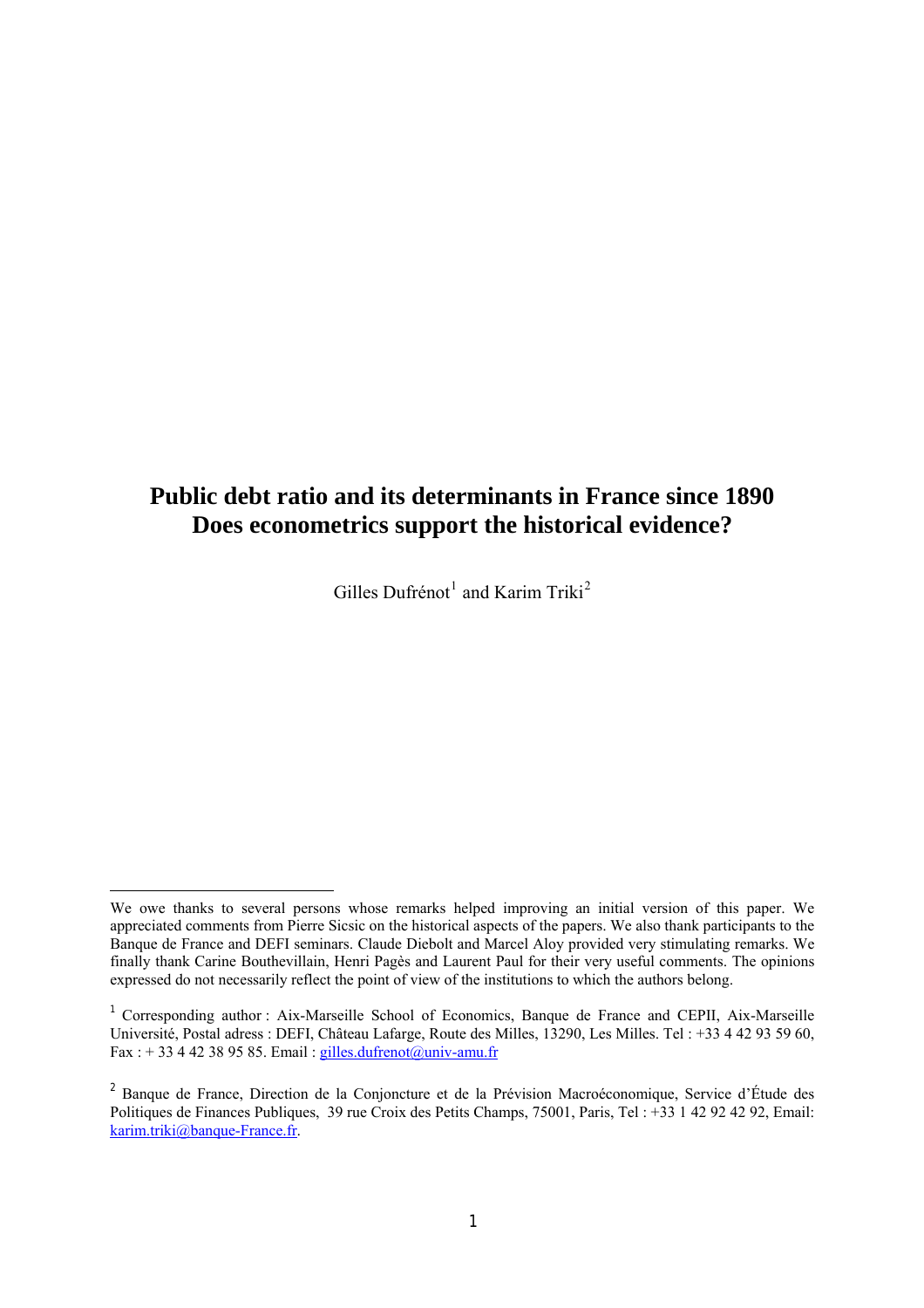# Public debt ratio and its determinants in France since 1890
# Does econometrics support the historical evidence?

Gilles Dufrénot[1] and Karim Triki[2]

---

We owe thanks to several persons whose remarks helped improving an initial version of this paper. We appreciated comments from Pierre Sicsic on the historical aspects of the papers. We also thank participants to the Banque de France and DEFI seminars. Claude Diebolt and Marcel Aloy provided very stimulating remarks. We finally thank Carine Bouthevillain, Henri Pagès and Laurent Paul for their very useful comments. The opinions expressed do not necessarily reflect the point of view of the institutions to which the authors belong.

[1] Corresponding author : Aix-Marseille School of Economics, Banque de France and CEPII, Aix-Marseille Université, Postal adress : DEFI, Château Lafarge, Route des Milles, 13290, Les Milles. Tel : +33 4 42 93 59 60, Fax : + 33 4 42 38 95 85. Email : gilles.dufrenot@univ-amu.fr

[2] Banque de France, Direction de la Conjoncture et de la Prévision Macroéconomique, Service d'Étude des Politiques de Finances Publiques, 39 rue Croix des Petits Champs, 75001, Paris, Tel : +33 1 42 92 42 92, Email: karim.triki@banque-France.fr.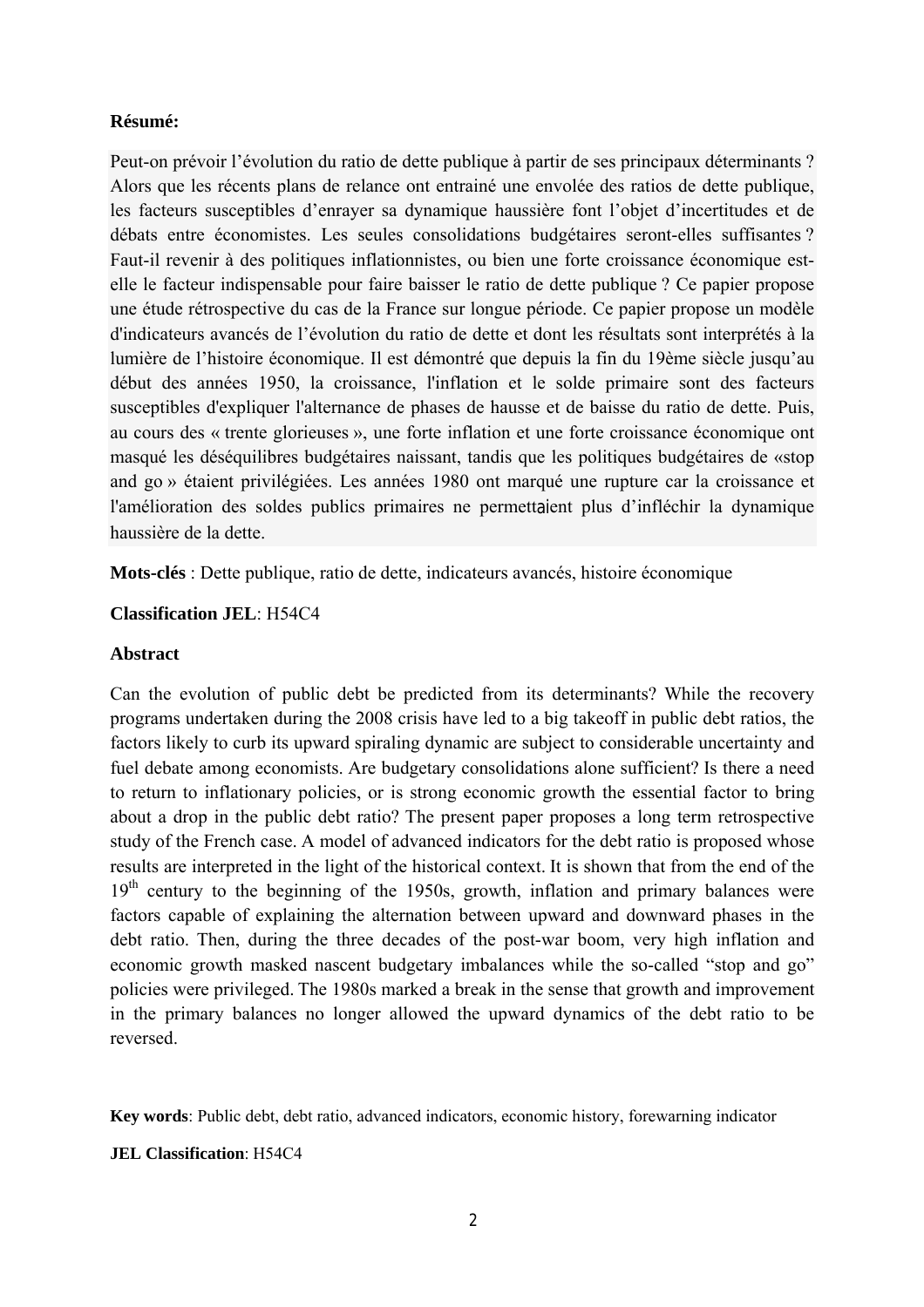**Résumé:**

Peut-on prévoir l'évolution du ratio de dette publique à partir de ses principaux déterminants ? Alors que les récents plans de relance ont entrainé une envolée des ratios de dette publique, les facteurs susceptibles d'enrayer sa dynamique haussière font l'objet d'incertitudes et de débats entre économistes. Les seules consolidations budgétaires seront-elles suffisantes ? Faut-il revenir à des politiques inflationnistes, ou bien une forte croissance économique est-elle le facteur indispensable pour faire baisser le ratio de dette publique ? Ce papier propose une étude rétrospective du cas de la France sur longue période. Ce papier propose un modèle d'indicateurs avancés de l'évolution du ratio de dette et dont les résultats sont interprétés à la lumière de l'histoire économique. Il est démontré que depuis la fin du 19ème siècle jusqu'au début des années 1950, la croissance, l'inflation et le solde primaire sont des facteurs susceptibles d'expliquer l'alternance de phases de hausse et de baisse du ratio de dette. Puis, au cours des « trente glorieuses », une forte inflation et une forte croissance économique ont masqué les déséquilibres budgétaires naissant, tandis que les politiques budgétaires de «stop and go » étaient privilégiées. Les années 1980 ont marqué une rupture car la croissance et l'amélioration des soldes publics primaires ne permettaient plus d'infléchir la dynamique haussière de la dette.

**Mots-clés** : Dette publique, ratio de dette, indicateurs avancés, histoire économique

**Classification JEL**: H54C4

**Abstract**

Can the evolution of public debt be predicted from its determinants? While the recovery programs undertaken during the 2008 crisis have led to a big takeoff in public debt ratios, the factors likely to curb its upward spiraling dynamic are subject to considerable uncertainty and fuel debate among economists. Are budgetary consolidations alone sufficient? Is there a need to return to inflationary policies, or is strong economic growth the essential factor to bring about a drop in the public debt ratio? The present paper proposes a long term retrospective study of the French case. A model of advanced indicators for the debt ratio is proposed whose results are interpreted in the light of the historical context. It is shown that from the end of the 19th century to the beginning of the 1950s, growth, inflation and primary balances were factors capable of explaining the alternation between upward and downward phases in the debt ratio. Then, during the three decades of the post-war boom, very high inflation and economic growth masked nascent budgetary imbalances while the so-called "stop and go" policies were privileged. The 1980s marked a break in the sense that growth and improvement in the primary balances no longer allowed the upward dynamics of the debt ratio to be reversed.

**Key words**: Public debt, debt ratio, advanced indicators, economic history, forewarning indicator

**JEL Classification**: H54C4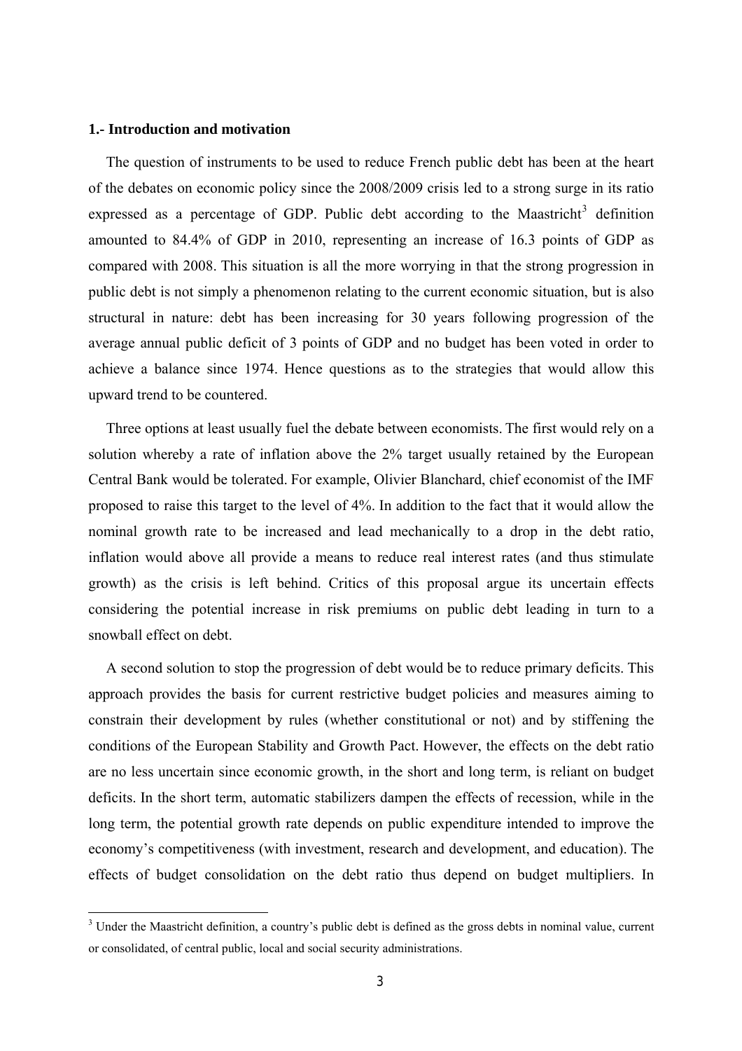### 1.- Introduction and motivation

The question of instruments to be used to reduce French public debt has been at the heart of the debates on economic policy since the 2008/2009 crisis led to a strong surge in its ratio expressed as a percentage of GDP. Public debt according to the Maastricht[3] definition amounted to 84.4% of GDP in 2010, representing an increase of 16.3 points of GDP as compared with 2008. This situation is all the more worrying in that the strong progression in public debt is not simply a phenomenon relating to the current economic situation, but is also structural in nature: debt has been increasing for 30 years following progression of the average annual public deficit of 3 points of GDP and no budget has been voted in order to achieve a balance since 1974. Hence questions as to the strategies that would allow this upward trend to be countered.

Three options at least usually fuel the debate between economists. The first would rely on a solution whereby a rate of inflation above the 2% target usually retained by the European Central Bank would be tolerated. For example, Olivier Blanchard, chief economist of the IMF proposed to raise this target to the level of 4%. In addition to the fact that it would allow the nominal growth rate to be increased and lead mechanically to a drop in the debt ratio, inflation would above all provide a means to reduce real interest rates (and thus stimulate growth) as the crisis is left behind. Critics of this proposal argue its uncertain effects considering the potential increase in risk premiums on public debt leading in turn to a snowball effect on debt.

A second solution to stop the progression of debt would be to reduce primary deficits. This approach provides the basis for current restrictive budget policies and measures aiming to constrain their development by rules (whether constitutional or not) and by stiffening the conditions of the European Stability and Growth Pact. However, the effects on the debt ratio are no less uncertain since economic growth, in the short and long term, is reliant on budget deficits. In the short term, automatic stabilizers dampen the effects of recession, while in the long term, the potential growth rate depends on public expenditure intended to improve the economy's competitiveness (with investment, research and development, and education). The effects of budget consolidation on the debt ratio thus depend on budget multipliers. In

[3] Under the Maastricht definition, a country's public debt is defined as the gross debts in nominal value, current or consolidated, of central public, local and social security administrations.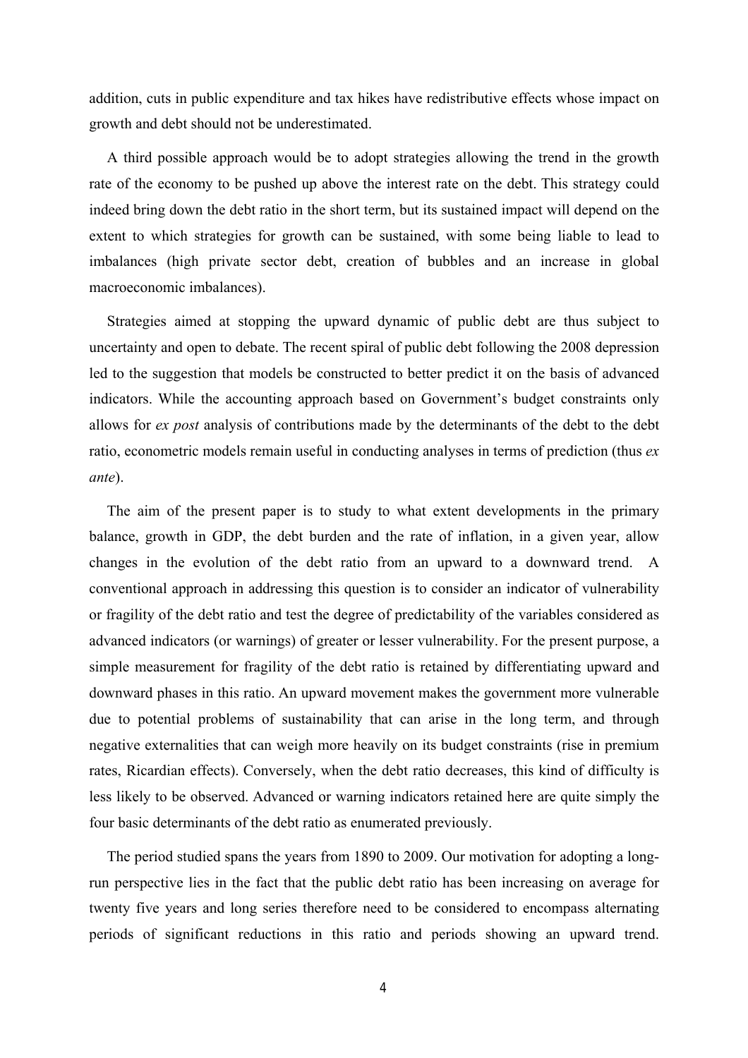addition, cuts in public expenditure and tax hikes have redistributive effects whose impact on growth and debt should not be underestimated.

A third possible approach would be to adopt strategies allowing the trend in the growth rate of the economy to be pushed up above the interest rate on the debt. This strategy could indeed bring down the debt ratio in the short term, but its sustained impact will depend on the extent to which strategies for growth can be sustained, with some being liable to lead to imbalances (high private sector debt, creation of bubbles and an increase in global macroeconomic imbalances).

Strategies aimed at stopping the upward dynamic of public debt are thus subject to uncertainty and open to debate. The recent spiral of public debt following the 2008 depression led to the suggestion that models be constructed to better predict it on the basis of advanced indicators. While the accounting approach based on Government's budget constraints only allows for *ex post* analysis of contributions made by the determinants of the debt to the debt ratio, econometric models remain useful in conducting analyses in terms of prediction (thus *ex ante*).

The aim of the present paper is to study to what extent developments in the primary balance, growth in GDP, the debt burden and the rate of inflation, in a given year, allow changes in the evolution of the debt ratio from an upward to a downward trend. A conventional approach in addressing this question is to consider an indicator of vulnerability or fragility of the debt ratio and test the degree of predictability of the variables considered as advanced indicators (or warnings) of greater or lesser vulnerability. For the present purpose, a simple measurement for fragility of the debt ratio is retained by differentiating upward and downward phases in this ratio. An upward movement makes the government more vulnerable due to potential problems of sustainability that can arise in the long term, and through negative externalities that can weigh more heavily on its budget constraints (rise in premium rates, Ricardian effects). Conversely, when the debt ratio decreases, this kind of difficulty is less likely to be observed. Advanced or warning indicators retained here are quite simply the four basic determinants of the debt ratio as enumerated previously.

The period studied spans the years from 1890 to 2009. Our motivation for adopting a long-run perspective lies in the fact that the public debt ratio has been increasing on average for twenty five years and long series therefore need to be considered to encompass alternating periods of significant reductions in this ratio and periods showing an upward trend.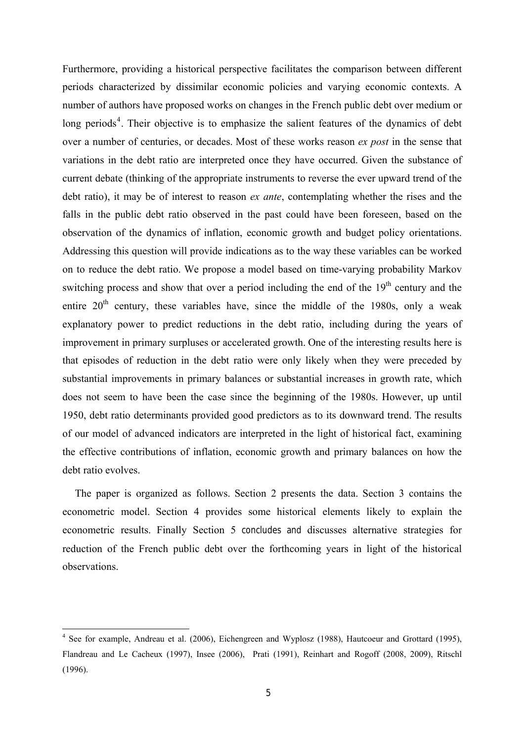Furthermore, providing a historical perspective facilitates the comparison between different periods characterized by dissimilar economic policies and varying economic contexts. A number of authors have proposed works on changes in the French public debt over medium or long periods[4]. Their objective is to emphasize the salient features of the dynamics of debt over a number of centuries, or decades. Most of these works reason *ex post* in the sense that variations in the debt ratio are interpreted once they have occurred. Given the substance of current debate (thinking of the appropriate instruments to reverse the ever upward trend of the debt ratio), it may be of interest to reason *ex ante*, contemplating whether the rises and the falls in the public debt ratio observed in the past could have been foreseen, based on the observation of the dynamics of inflation, economic growth and budget policy orientations. Addressing this question will provide indications as to the way these variables can be worked on to reduce the debt ratio. We propose a model based on time-varying probability Markov switching process and show that over a period including the end of the 19th century and the entire 20th century, these variables have, since the middle of the 1980s, only a weak explanatory power to predict reductions in the debt ratio, including during the years of improvement in primary surpluses or accelerated growth. One of the interesting results here is that episodes of reduction in the debt ratio were only likely when they were preceded by substantial improvements in primary balances or substantial increases in growth rate, which does not seem to have been the case since the beginning of the 1980s. However, up until 1950, debt ratio determinants provided good predictors as to its downward trend. The results of our model of advanced indicators are interpreted in the light of historical fact, examining the effective contributions of inflation, economic growth and primary balances on how the debt ratio evolves.

The paper is organized as follows. Section 2 presents the data. Section 3 contains the econometric model. Section 4 provides some historical elements likely to explain the econometric results. Finally Section 5 concludes and discusses alternative strategies for reduction of the French public debt over the forthcoming years in light of the historical observations.

---

[4] See for example, Andreau et al. (2006), Eichengreen and Wyplosz (1988), Hautcoeur and Grottard (1995), Flandreau and Le Cacheux (1997), Insee (2006), Prati (1991), Reinhart and Rogoff (2008, 2009), Ritschl (1996).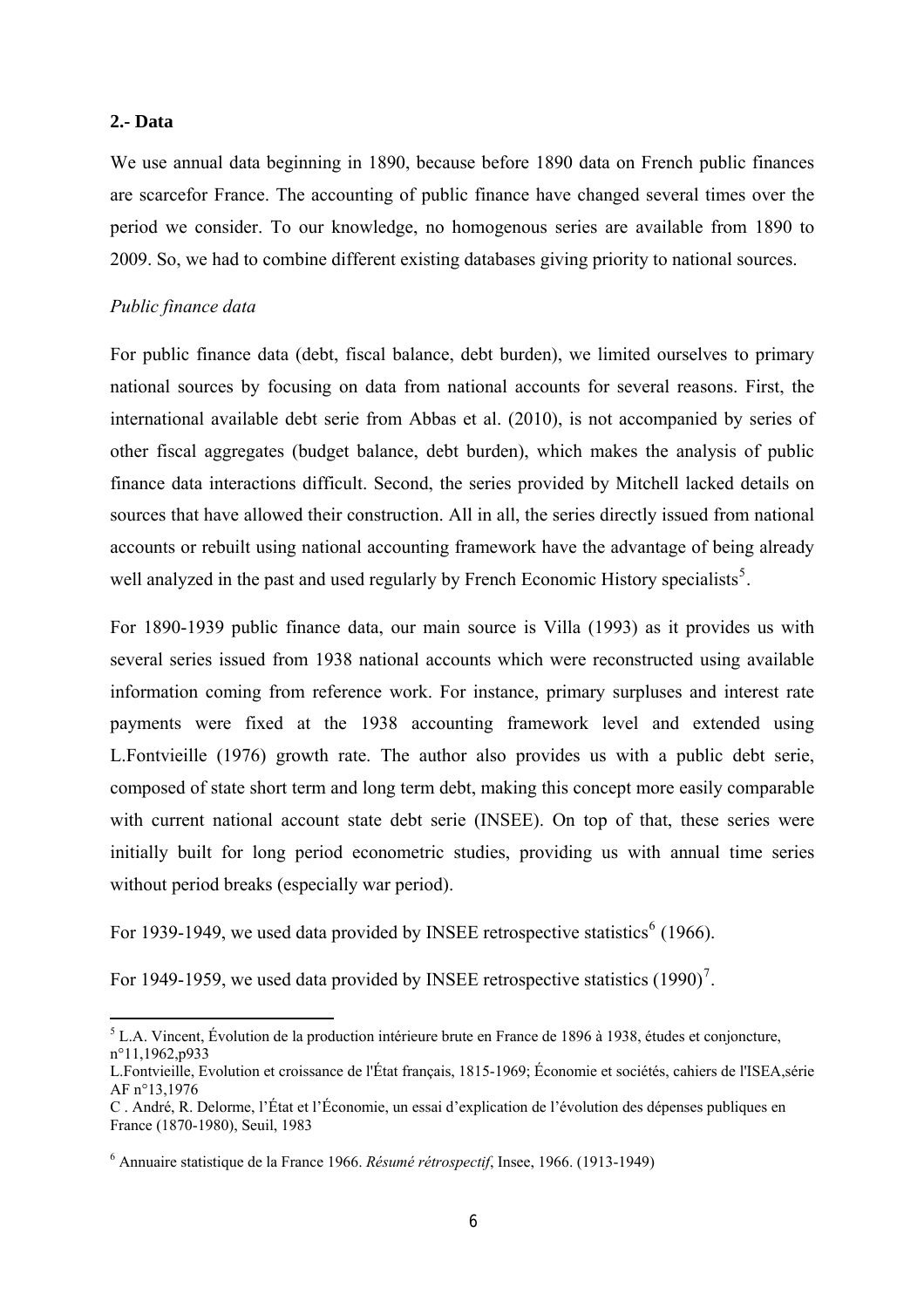**2.- Data**

We use annual data beginning in 1890, because before 1890 data on French public finances are scarcefor France. The accounting of public finance have changed several times over the period we consider. To our knowledge, no homogenous series are available from 1890 to 2009. So, we had to combine different existing databases giving priority to national sources.

*Public finance data*

For public finance data (debt, fiscal balance, debt burden), we limited ourselves to primary national sources by focusing on data from national accounts for several reasons. First, the international available debt serie from Abbas et al. (2010), is not accompanied by series of other fiscal aggregates (budget balance, debt burden), which makes the analysis of public finance data interactions difficult. Second, the series provided by Mitchell lacked details on sources that have allowed their construction. All in all, the series directly issued from national accounts or rebuilt using national accounting framework have the advantage of being already well analyzed in the past and used regularly by French Economic History specialists[5].

For 1890-1939 public finance data, our main source is Villa (1993) as it provides us with several series issued from 1938 national accounts which were reconstructed using available information coming from reference work. For instance, primary surpluses and interest rate payments were fixed at the 1938 accounting framework level and extended using L.Fontvieille (1976) growth rate. The author also provides us with a public debt serie, composed of state short term and long term debt, making this concept more easily comparable with current national account state debt serie (INSEE). On top of that, these series were initially built for long period econometric studies, providing us with annual time series without period breaks (especially war period).

For 1939-1949, we used data provided by INSEE retrospective statistics[6] (1966).

For 1949-1959, we used data provided by INSEE retrospective statistics (1990)[7].

---

[5] L.A. Vincent, Évolution de la production intérieure brute en France de 1896 à 1938, études et conjoncture, n°11,1962,p933

L.Fontvieille, Evolution et croissance de l'État français, 1815-1969; Économie et sociétés, cahiers de l'ISEA,série AF n°13,1976

C . André, R. Delorme, l'État et l'Économie, un essai d'explication de l'évolution des dépenses publiques en France (1870-1980), Seuil, 1983

[6] Annuaire statistique de la France 1966. *Résumé rétrospectif*, Insee, 1966. (1913-1949)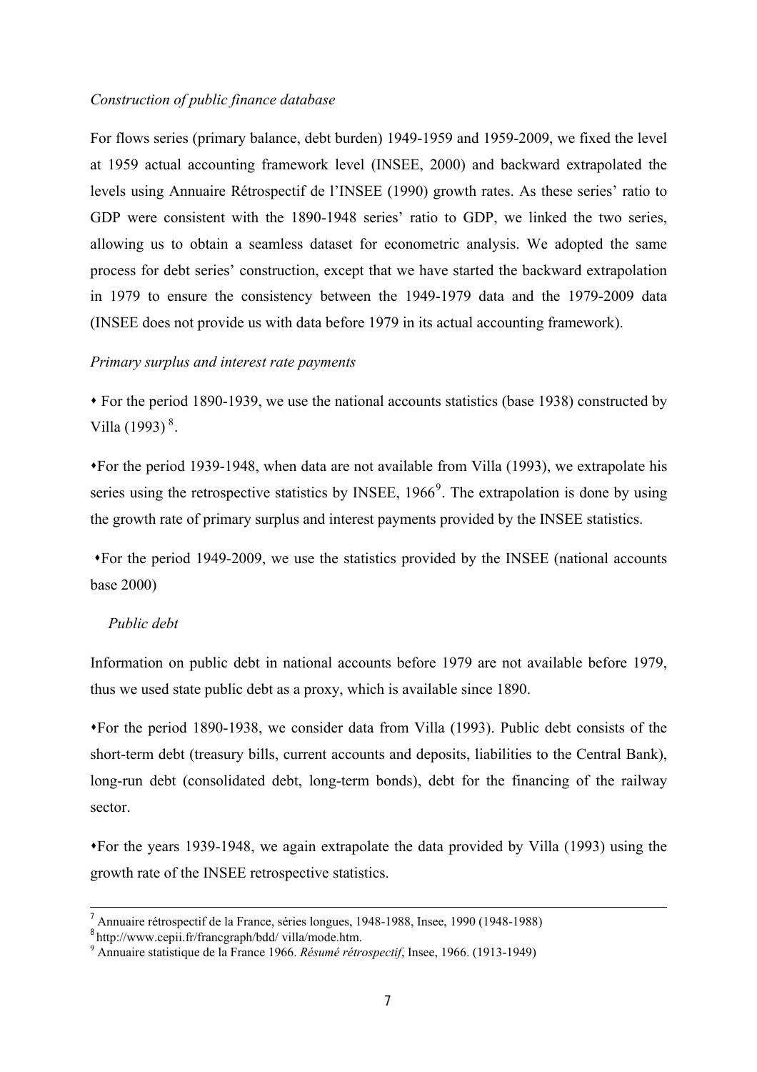*Construction of public finance database*

For flows series (primary balance, debt burden) 1949-1959 and 1959-2009, we fixed the level at 1959 actual accounting framework level (INSEE, 2000) and backward extrapolated the levels using Annuaire Rétrospectif de l'INSEE (1990) growth rates. As these series' ratio to GDP were consistent with the 1890-1948 series' ratio to GDP, we linked the two series, allowing us to obtain a seamless dataset for econometric analysis. We adopted the same process for debt series' construction, except that we have started the backward extrapolation in 1979 to ensure the consistency between the 1949-1979 data and the 1979-2009 data (INSEE does not provide us with data before 1979 in its actual accounting framework).

*Primary surplus and interest rate payments*

- For the period 1890-1939, we use the national accounts statistics (base 1938) constructed by Villa (1993) [8].

- For the period 1939-1948, when data are not available from Villa (1993), we extrapolate his series using the retrospective statistics by INSEE, 1966[9]. The extrapolation is done by using the growth rate of primary surplus and interest payments provided by the INSEE statistics.

- For the period 1949-2009, we use the statistics provided by the INSEE (national accounts base 2000)

*Public debt*

Information on public debt in national accounts before 1979 are not available before 1979, thus we used state public debt as a proxy, which is available since 1890.

- For the period 1890-1938, we consider data from Villa (1993). Public debt consists of the short-term debt (treasury bills, current accounts and deposits, liabilities to the Central Bank), long-run debt (consolidated debt, long-term bonds), debt for the financing of the railway sector.

- For the years 1939-1948, we again extrapolate the data provided by Villa (1993) using the growth rate of the INSEE retrospective statistics.

---

[7] Annuaire rétrospectif de la France, séries longues, 1948-1988, Insee, 1990 (1948-1988)

[8] http://www.cepii.fr/francgraph/bdd/ villa/mode.htm.

[9] Annuaire statistique de la France 1966. *Résumé rétrospectif*, Insee, 1966. (1913-1949)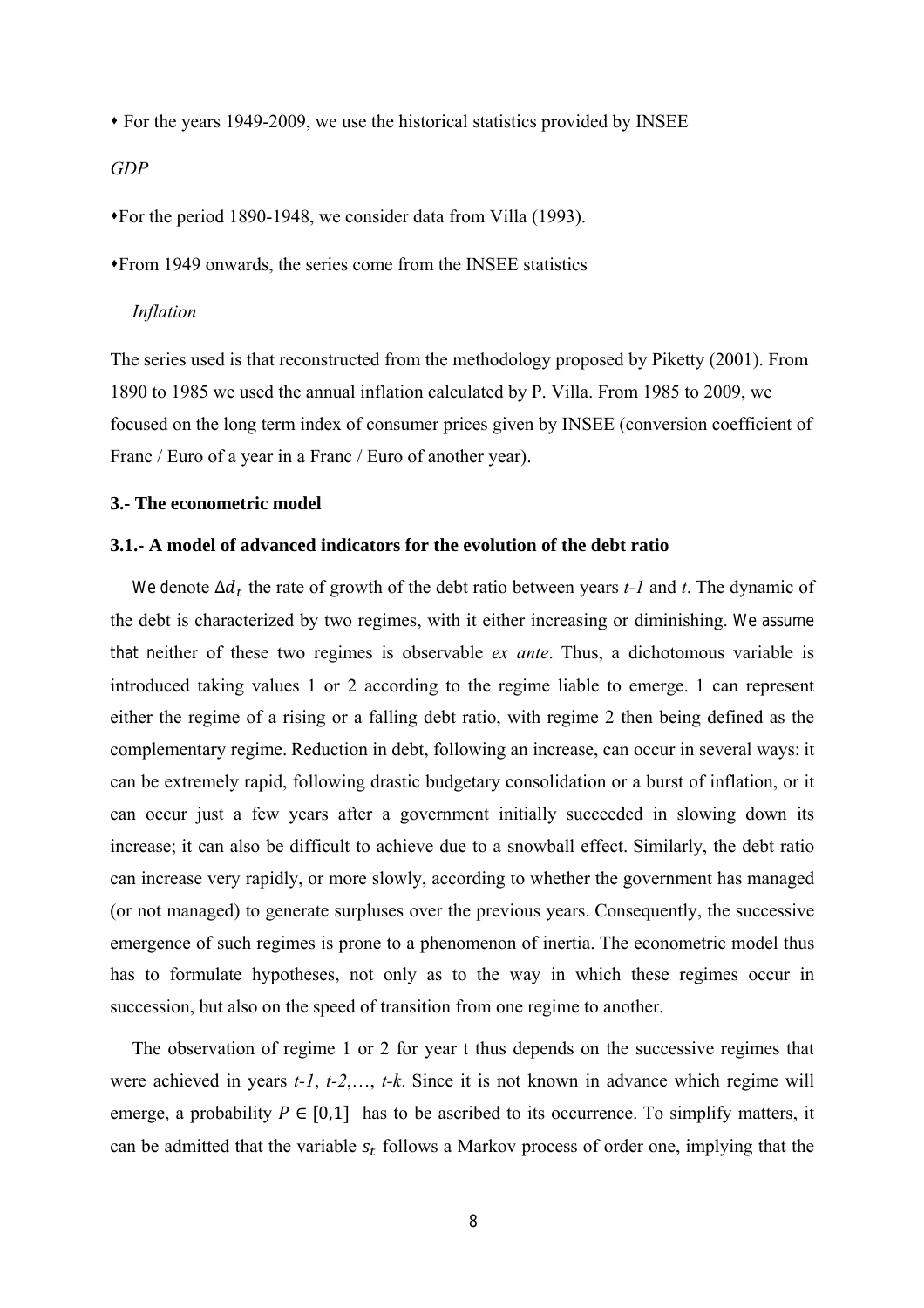• For the years 1949-2009, we use the historical statistics provided by INSEE

*GDP*

• For the period 1890-1948, we consider data from Villa (1993).

• From 1949 onwards, the series come from the INSEE statistics

*Inflation*

The series used is that reconstructed from the methodology proposed by Piketty (2001). From 1890 to 1985 we used the annual inflation calculated by P. Villa. From 1985 to 2009, we focused on the long term index of consumer prices given by INSEE (conversion coefficient of Franc / Euro of a year in a Franc / Euro of another year).

### 3.- The econometric model

### 3.1.- A model of advanced indicators for the evolution of the debt ratio

We denote $\Delta d_t$ the rate of growth of the debt ratio between years *t-1* and *t*. The dynamic of the debt is characterized by two regimes, with it either increasing or diminishing. We assume that neither of these two regimes is observable *ex ante*. Thus, a dichotomous variable is introduced taking values 1 or 2 according to the regime liable to emerge. 1 can represent either the regime of a rising or a falling debt ratio, with regime 2 then being defined as the complementary regime. Reduction in debt, following an increase, can occur in several ways: it can be extremely rapid, following drastic budgetary consolidation or a burst of inflation, or it can occur just a few years after a government initially succeeded in slowing down its increase; it can also be difficult to achieve due to a snowball effect. Similarly, the debt ratio can increase very rapidly, or more slowly, according to whether the government has managed (or not managed) to generate surpluses over the previous years. Consequently, the successive emergence of such regimes is prone to a phenomenon of inertia. The econometric model thus has to formulate hypotheses, not only as to the way in which these regimes occur in succession, but also on the speed of transition from one regime to another.

The observation of regime 1 or 2 for year t thus depends on the successive regimes that were achieved in years *t-1*, *t-2*,…, *t-k*. Since it is not known in advance which regime will emerge, a probability $P \in [0,1]$ has to be ascribed to its occurrence. To simplify matters, it can be admitted that the variable $s_t$ follows a Markov process of order one, implying that the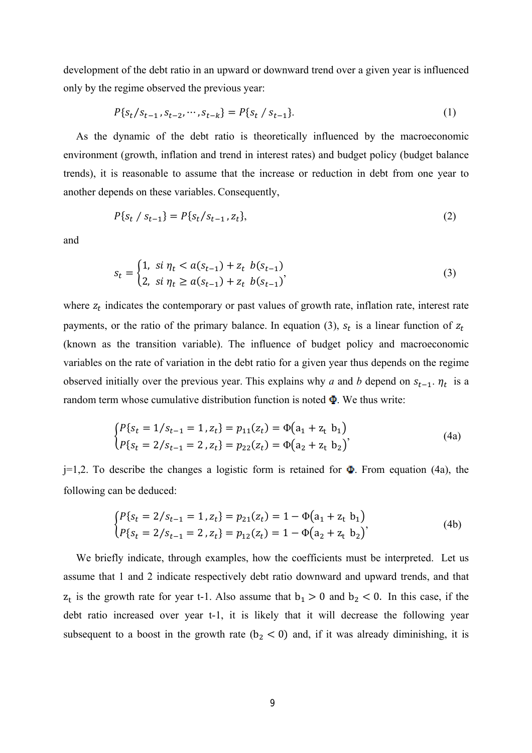development of the debt ratio in an upward or downward trend over a given year is influenced only by the regime observed the previous year:

$$P\{s_t / s_{t-1}, s_{t-2}, \cdots, s_{t-k}\} = P\{s_t \,/\, s_{t-1}\}. \tag{1}$$

As the dynamic of the debt ratio is theoretically influenced by the macroeconomic environment (growth, inflation and trend in interest rates) and budget policy (budget balance trends), it is reasonable to assume that the increase or reduction in debt from one year to another depends on these variables. Consequently,

$$P\{s_t \,/\, s_{t-1}\} = P\{s_t / s_{t-1}, z_t\}, \tag{2}$$

and

$$s_t = \begin{cases} 1, \ si\ \eta_t < a(s_{t-1}) + z_t \ b(s_{t-1}) \\ 2, \ si\ \eta_t \geq a(s_{t-1}) + z_t \ b(s_{t-1}) \end{cases}, \tag{3}$$

where $z_t$ indicates the contemporary or past values of growth rate, inflation rate, interest rate payments, or the ratio of the primary balance. In equation (3), $s_t$ is a linear function of $z_t$ (known as the transition variable). The influence of budget policy and macroeconomic variables on the rate of variation in the debt ratio for a given year thus depends on the regime observed initially over the previous year. This explains why *a* and *b* depend on $s_{t-1}$. $\eta_t$ is a random term whose cumulative distribution function is noted $\Phi$. We thus write:

$$\begin{cases} P\{s_t = 1/s_{t-1} = 1, z_t\} = p_{11}(z_t) = \Phi\left(\mathrm{a}_1 + \mathrm{z}_\mathrm{t} \ \mathrm{b}_1\right) \\ P\{s_t = 2/s_{t-1} = 2, z_t\} = p_{22}(z_t) = \Phi\left(\mathrm{a}_2 + \mathrm{z}_\mathrm{t} \ \mathrm{b}_2\right) \end{cases}, \tag{4a}$$

j=1,2. To describe the changes a logistic form is retained for $\Phi$. From equation (4a), the following can be deduced:

$$\begin{cases} P\{s_t = 2/s_{t-1} = 1, z_t\} = p_{21}(z_t) = 1 - \Phi\left(\mathrm{a}_1 + \mathrm{z}_\mathrm{t} \ \mathrm{b}_1\right) \\ P\{s_t = 2/s_{t-1} = 2, z_t\} = p_{12}(z_t) = 1 - \Phi\left(\mathrm{a}_2 + \mathrm{z}_\mathrm{t} \ \mathrm{b}_2\right) \end{cases}, \tag{4b}$$

We briefly indicate, through examples, how the coefficients must be interpreted. Let us assume that 1 and 2 indicate respectively debt ratio downward and upward trends, and that $\mathrm{z}_\mathrm{t}$ is the growth rate for year t-1. Also assume that $\mathrm{b}_1 > 0$ and $\mathrm{b}_2 < 0$. In this case, if the debt ratio increased over year t-1, it is likely that it will decrease the following year subsequent to a boost in the growth rate ($\mathrm{b}_2 < 0$) and, if it was already diminishing, it is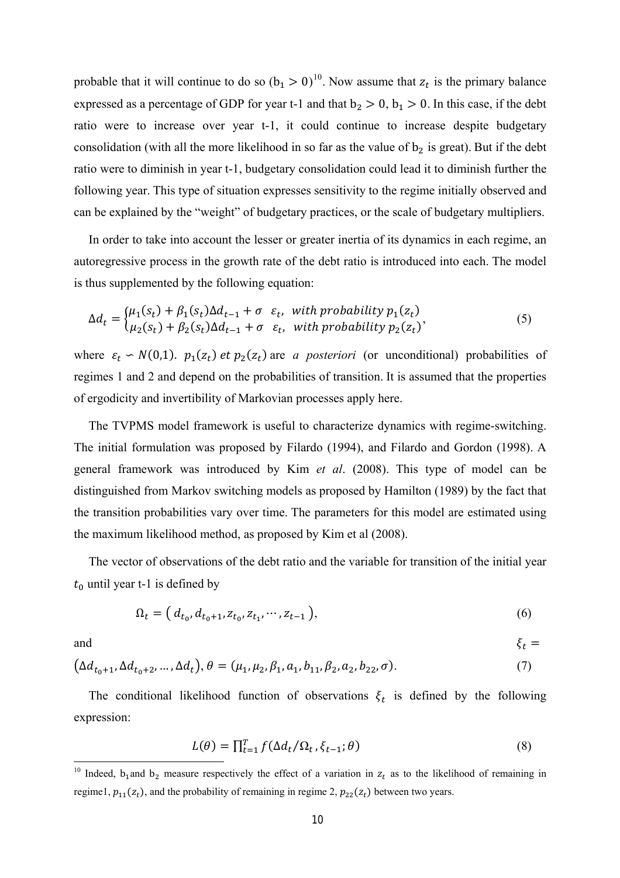probable that it will continue to do so ($b_1 > 0$)[10]. Now assume that $z_t$ is the primary balance expressed as a percentage of GDP for year t-1 and that $b_2 > 0$, $b_1 > 0$. In this case, if the debt ratio were to increase over year t-1, it could continue to increase despite budgetary consolidation (with all the more likelihood in so far as the value of $b_2$ is great). But if the debt ratio were to diminish in year t-1, budgetary consolidation could lead it to diminish further the following year. This type of situation expresses sensitivity to the regime initially observed and can be explained by the "weight" of budgetary practices, or the scale of budgetary multipliers.

In order to take into account the lesser or greater inertia of its dynamics in each regime, an autoregressive process in the growth rate of the debt ratio is introduced into each. The model is thus supplemented by the following equation:

$$\Delta d_t = \begin{cases} \mu_1(s_t) + \beta_1(s_t)\Delta d_{t-1} + \sigma \quad \varepsilon_t, \ \ with\ probability\ p_1(z_t) \\ \mu_2(s_t) + \beta_2(s_t)\Delta d_{t-1} + \sigma \quad \varepsilon_t, \ \ with\ probability\ p_2(z_t) \end{cases}, \tag{5}$$

where $\varepsilon_t \backsim N(0,1)$. $p_1(z_t)\ et\ p_2(z_t)$ are *a posteriori* (or unconditional) probabilities of regimes 1 and 2 and depend on the probabilities of transition. It is assumed that the properties of ergodicity and invertibility of Markovian processes apply here.

The TVPMS model framework is useful to characterize dynamics with regime-switching. The initial formulation was proposed by Filardo (1994), and Filardo and Gordon (1998). A general framework was introduced by Kim *et al*. (2008). This type of model can be distinguished from Markov switching models as proposed by Hamilton (1989) by the fact that the transition probabilities vary over time. The parameters for this model are estimated using the maximum likelihood method, as proposed by Kim et al (2008).

The vector of observations of the debt ratio and the variable for transition of the initial year $t_0$ until year t-1 is defined by

$$\Omega_t = \left( d_{t_0}, d_{t_0+1}, z_{t_0}, z_{t_1}, \cdots, z_{t-1} \right), \tag{6}$$

and $\xi_t = \left(\Delta d_{t_0+1}, \Delta d_{t_0+2}, \ldots, \Delta d_t\right)$, $\theta = (\mu_1, \mu_2, \beta_1, a_1, b_{11}, \beta_2, a_2, b_{22}, \sigma)$. (7)

The conditional likelihood function of observations $\xi_t$ is defined by the following expression:

$$L(\theta) = \prod_{t=1}^{T} f(\Delta d_t / \Omega_t, \xi_{t-1}; \theta) \tag{8}$$

[10] Indeed, $b_1$ and $b_2$ measure respectively the effect of a variation in $z_t$ as to the likelihood of remaining in regime1, $p_{11}(z_t)$, and the probability of remaining in regime 2, $p_{22}(z_t)$ between two years.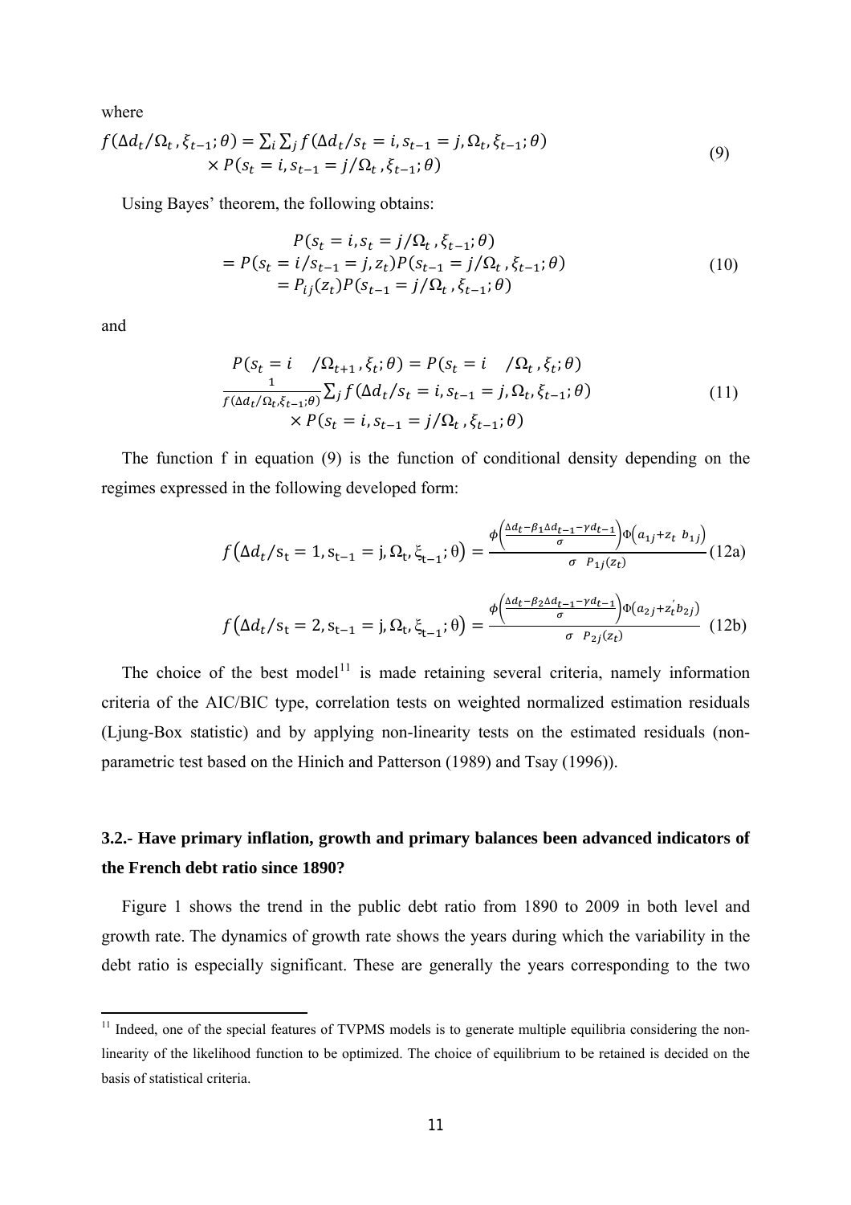where

$$f(\Delta d_t/\Omega_t, \xi_{t-1};\theta) = \sum_i \sum_j f(\Delta d_t/s_t = i, s_{t-1} = j, \Omega_t, \xi_{t-1};\theta) \\ \times P(s_t = i, s_{t-1} = j/\Omega_t, \xi_{t-1};\theta) \tag{9}$$

Using Bayes' theorem, the following obtains:

$$\begin{aligned} & P(s_t = i, s_t = j/\Omega_t, \xi_{t-1};\theta) \\ = & P(s_t = i/s_{t-1} = j, z_t)P(s_{t-1} = j/\Omega_t, \xi_{t-1};\theta) \\ = & P_{ij}(z_t)P(s_{t-1} = j/\Omega_t, \xi_{t-1};\theta) \end{aligned} \tag{10}$$

and

$$\begin{aligned} & P(s_t = i \quad /\Omega_{t+1}, \xi_t;\theta) = P(s_t = i \quad /\Omega_t, \xi_t;\theta) \\ & \frac{1}{f(\Delta d_t/\Omega_t,\xi_{t-1};\theta)} \sum_j f(\Delta d_t/s_t = i, s_{t-1} = j, \Omega_t, \xi_{t-1};\theta) \\ & \times P(s_t = i, s_{t-1} = j/\Omega_t, \xi_{t-1};\theta) \end{aligned} \tag{11}$$

The function f in equation (9) is the function of conditional density depending on the regimes expressed in the following developed form:

$$f(\Delta d_t/s_t = 1, s_{t-1} = j, \Omega_t, \xi_{t-1};\theta) = \frac{\phi\left(\frac{\Delta d_t - \beta_1 \Delta d_{t-1} - \gamma d_{t-1}}{\sigma}\right)\Phi\left(a_{1j} + z_t \ b_{1j}\right)}{\sigma \quad P_{1j}(z_t)} \tag{12a}$$

$$f(\Delta d_t/s_t = 2, s_{t-1} = j, \Omega_t, \xi_{t-1};\theta) = \frac{\phi\left(\frac{\Delta d_t - \beta_2 \Delta d_{t-1} - \gamma d_{t-1}}{\sigma}\right)\Phi\left(a_{2j} + z_t^{'} b_{2j}\right)}{\sigma \quad P_{2j}(z_t)} \tag{12b}$$

The choice of the best model[11] is made retaining several criteria, namely information criteria of the AIC/BIC type, correlation tests on weighted normalized estimation residuals (Ljung-Box statistic) and by applying non-linearity tests on the estimated residuals (non-parametric test based on the Hinich and Patterson (1989) and Tsay (1996)).

## 3.2.- Have primary inflation, growth and primary balances been advanced indicators of the French debt ratio since 1890?

Figure 1 shows the trend in the public debt ratio from 1890 to 2009 in both level and growth rate. The dynamics of growth rate shows the years during which the variability in the debt ratio is especially significant. These are generally the years corresponding to the two

[11] Indeed, one of the special features of TVPMS models is to generate multiple equilibria considering the non-linearity of the likelihood function to be optimized. The choice of equilibrium to be retained is decided on the basis of statistical criteria.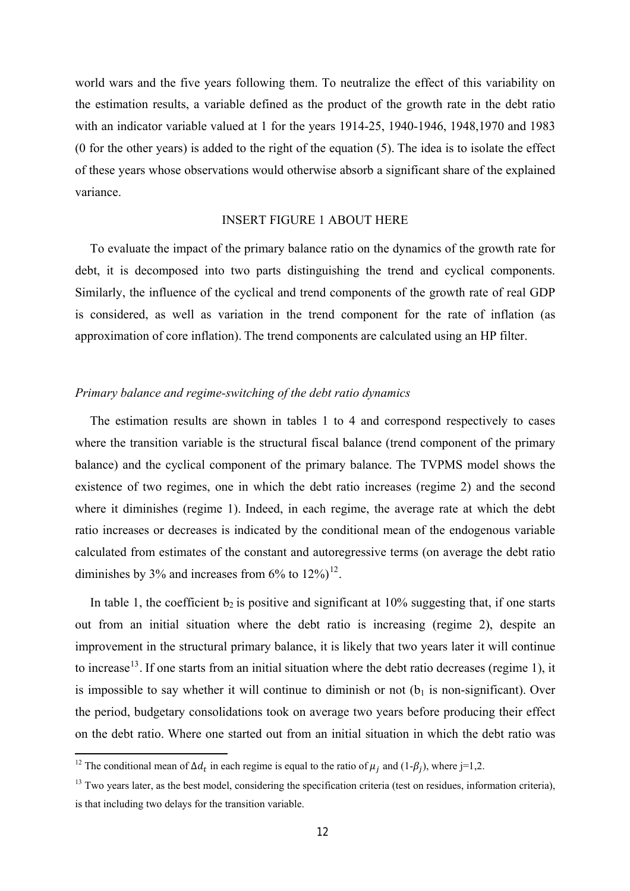world wars and the five years following them. To neutralize the effect of this variability on the estimation results, a variable defined as the product of the growth rate in the debt ratio with an indicator variable valued at 1 for the years 1914-25, 1940-1946, 1948,1970 and 1983 (0 for the other years) is added to the right of the equation (5). The idea is to isolate the effect of these years whose observations would otherwise absorb a significant share of the explained variance.

INSERT FIGURE 1 ABOUT HERE

To evaluate the impact of the primary balance ratio on the dynamics of the growth rate for debt, it is decomposed into two parts distinguishing the trend and cyclical components. Similarly, the influence of the cyclical and trend components of the growth rate of real GDP is considered, as well as variation in the trend component for the rate of inflation (as approximation of core inflation). The trend components are calculated using an HP filter.

*Primary balance and regime-switching of the debt ratio dynamics*

The estimation results are shown in tables 1 to 4 and correspond respectively to cases where the transition variable is the structural fiscal balance (trend component of the primary balance) and the cyclical component of the primary balance. The TVPMS model shows the existence of two regimes, one in which the debt ratio increases (regime 2) and the second where it diminishes (regime 1). Indeed, in each regime, the average rate at which the debt ratio increases or decreases is indicated by the conditional mean of the endogenous variable calculated from estimates of the constant and autoregressive terms (on average the debt ratio diminishes by 3% and increases from 6% to 12%)[12].

In table 1, the coefficient $b_2$ is positive and significant at 10% suggesting that, if one starts out from an initial situation where the debt ratio is increasing (regime 2), despite an improvement in the structural primary balance, it is likely that two years later it will continue to increase[13]. If one starts from an initial situation where the debt ratio decreases (regime 1), it is impossible to say whether it will continue to diminish or not ($b_1$ is non-significant). Over the period, budgetary consolidations took on average two years before producing their effect on the debt ratio. Where one started out from an initial situation in which the debt ratio was

[12] The conditional mean of $\Delta d_t$ in each regime is equal to the ratio of $\mu_j$ and ($1$-$\beta_j$), where j=1,2.

[13] Two years later, as the best model, considering the specification criteria (test on residues, information criteria), is that including two delays for the transition variable.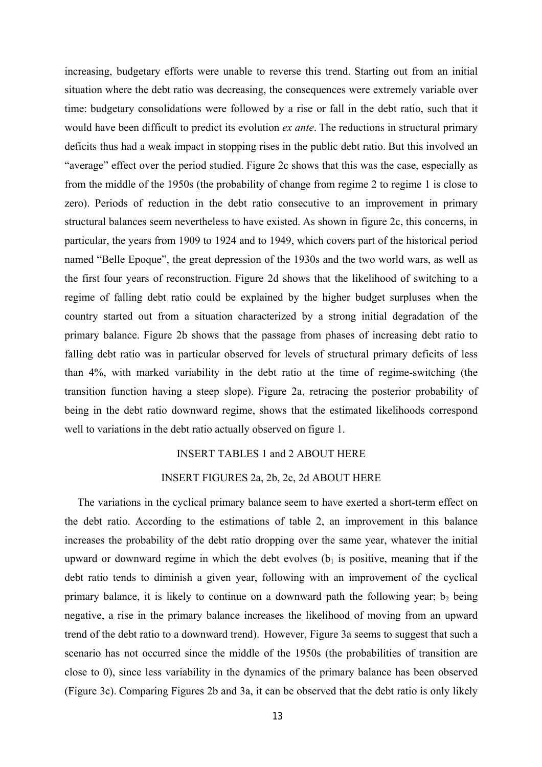increasing, budgetary efforts were unable to reverse this trend. Starting out from an initial situation where the debt ratio was decreasing, the consequences were extremely variable over time: budgetary consolidations were followed by a rise or fall in the debt ratio, such that it would have been difficult to predict its evolution *ex ante*. The reductions in structural primary deficits thus had a weak impact in stopping rises in the public debt ratio. But this involved an "average" effect over the period studied. Figure 2c shows that this was the case, especially as from the middle of the 1950s (the probability of change from regime 2 to regime 1 is close to zero). Periods of reduction in the debt ratio consecutive to an improvement in primary structural balances seem nevertheless to have existed. As shown in figure 2c, this concerns, in particular, the years from 1909 to 1924 and to 1949, which covers part of the historical period named "Belle Epoque", the great depression of the 1930s and the two world wars, as well as the first four years of reconstruction. Figure 2d shows that the likelihood of switching to a regime of falling debt ratio could be explained by the higher budget surpluses when the country started out from a situation characterized by a strong initial degradation of the primary balance. Figure 2b shows that the passage from phases of increasing debt ratio to falling debt ratio was in particular observed for levels of structural primary deficits of less than 4%, with marked variability in the debt ratio at the time of regime-switching (the transition function having a steep slope). Figure 2a, retracing the posterior probability of being in the debt ratio downward regime, shows that the estimated likelihoods correspond well to variations in the debt ratio actually observed on figure 1.

INSERT TABLES 1 and 2 ABOUT HERE

INSERT FIGURES 2a, 2b, 2c, 2d ABOUT HERE

The variations in the cyclical primary balance seem to have exerted a short-term effect on the debt ratio. According to the estimations of table 2, an improvement in this balance increases the probability of the debt ratio dropping over the same year, whatever the initial upward or downward regime in which the debt evolves ($b_1$ is positive, meaning that if the debt ratio tends to diminish a given year, following with an improvement of the cyclical primary balance, it is likely to continue on a downward path the following year; $b_2$ being negative, a rise in the primary balance increases the likelihood of moving from an upward trend of the debt ratio to a downward trend). However, Figure 3a seems to suggest that such a scenario has not occurred since the middle of the 1950s (the probabilities of transition are close to 0), since less variability in the dynamics of the primary balance has been observed (Figure 3c). Comparing Figures 2b and 3a, it can be observed that the debt ratio is only likely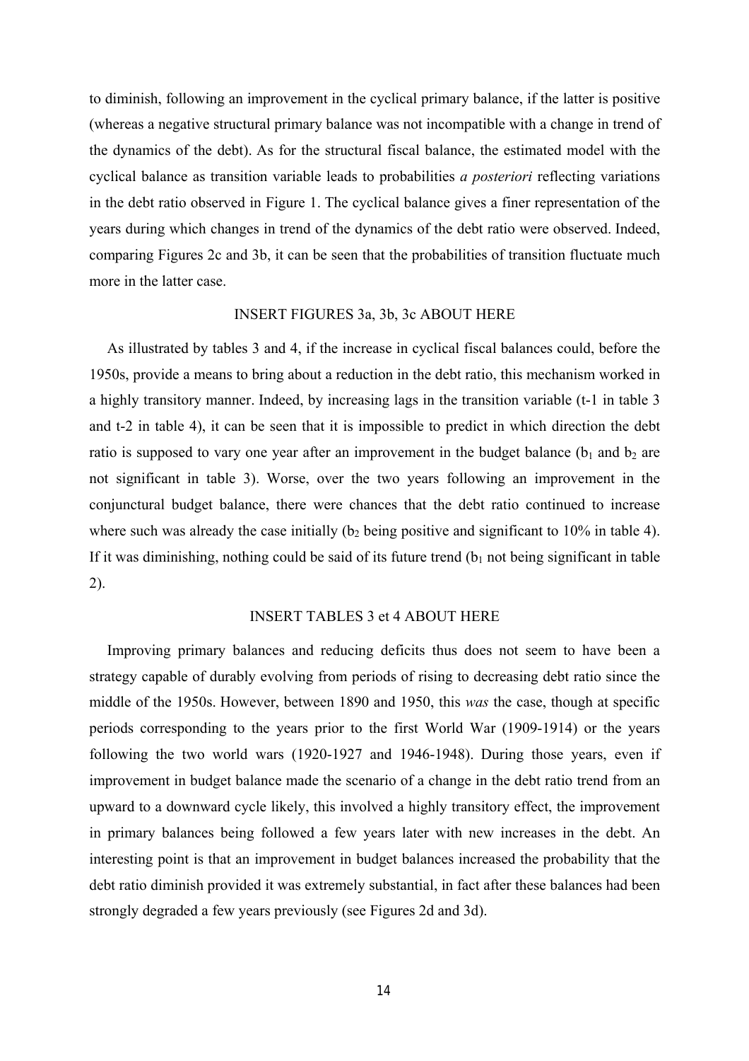to diminish, following an improvement in the cyclical primary balance, if the latter is positive (whereas a negative structural primary balance was not incompatible with a change in trend of the dynamics of the debt). As for the structural fiscal balance, the estimated model with the cyclical balance as transition variable leads to probabilities *a posteriori* reflecting variations in the debt ratio observed in Figure 1. The cyclical balance gives a finer representation of the years during which changes in trend of the dynamics of the debt ratio were observed. Indeed, comparing Figures 2c and 3b, it can be seen that the probabilities of transition fluctuate much more in the latter case.

INSERT FIGURES 3a, 3b, 3c ABOUT HERE

As illustrated by tables 3 and 4, if the increase in cyclical fiscal balances could, before the 1950s, provide a means to bring about a reduction in the debt ratio, this mechanism worked in a highly transitory manner. Indeed, by increasing lags in the transition variable (t-1 in table 3 and t-2 in table 4), it can be seen that it is impossible to predict in which direction the debt ratio is supposed to vary one year after an improvement in the budget balance ($b_1$ and $b_2$ are not significant in table 3). Worse, over the two years following an improvement in the conjunctural budget balance, there were chances that the debt ratio continued to increase where such was already the case initially ($b_2$ being positive and significant to 10% in table 4). If it was diminishing, nothing could be said of its future trend ($b_1$ not being significant in table 2).

INSERT TABLES 3 et 4 ABOUT HERE

Improving primary balances and reducing deficits thus does not seem to have been a strategy capable of durably evolving from periods of rising to decreasing debt ratio since the middle of the 1950s. However, between 1890 and 1950, this *was* the case, though at specific periods corresponding to the years prior to the first World War (1909-1914) or the years following the two world wars (1920-1927 and 1946-1948). During those years, even if improvement in budget balance made the scenario of a change in the debt ratio trend from an upward to a downward cycle likely, this involved a highly transitory effect, the improvement in primary balances being followed a few years later with new increases in the debt. An interesting point is that an improvement in budget balances increased the probability that the debt ratio diminish provided it was extremely substantial, in fact after these balances had been strongly degraded a few years previously (see Figures 2d and 3d).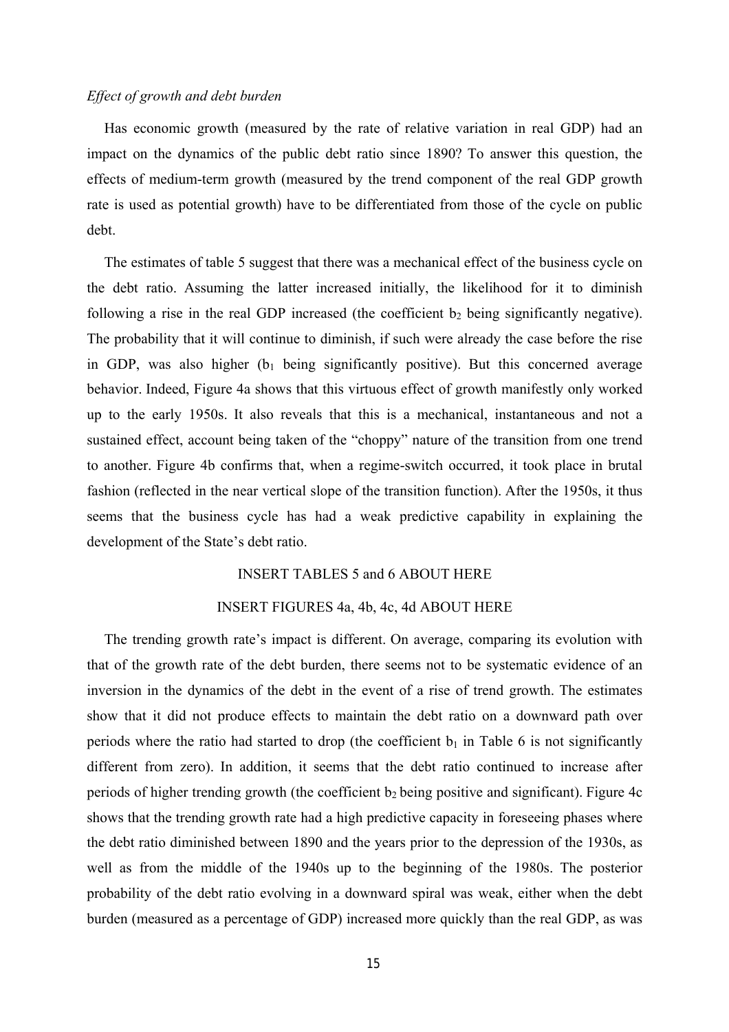*Effect of growth and debt burden*

Has economic growth (measured by the rate of relative variation in real GDP) had an impact on the dynamics of the public debt ratio since 1890? To answer this question, the effects of medium-term growth (measured by the trend component of the real GDP growth rate is used as potential growth) have to be differentiated from those of the cycle on public debt.

The estimates of table 5 suggest that there was a mechanical effect of the business cycle on the debt ratio. Assuming the latter increased initially, the likelihood for it to diminish following a rise in the real GDP increased (the coefficient $b_2$ being significantly negative). The probability that it will continue to diminish, if such were already the case before the rise in GDP, was also higher ($b_1$ being significantly positive). But this concerned average behavior. Indeed, Figure 4a shows that this virtuous effect of growth manifestly only worked up to the early 1950s. It also reveals that this is a mechanical, instantaneous and not a sustained effect, account being taken of the "choppy" nature of the transition from one trend to another. Figure 4b confirms that, when a regime-switch occurred, it took place in brutal fashion (reflected in the near vertical slope of the transition function). After the 1950s, it thus seems that the business cycle has had a weak predictive capability in explaining the development of the State's debt ratio.

INSERT TABLES 5 and 6 ABOUT HERE

INSERT FIGURES 4a, 4b, 4c, 4d ABOUT HERE

The trending growth rate's impact is different. On average, comparing its evolution with that of the growth rate of the debt burden, there seems not to be systematic evidence of an inversion in the dynamics of the debt in the event of a rise of trend growth. The estimates show that it did not produce effects to maintain the debt ratio on a downward path over periods where the ratio had started to drop (the coefficient $b_1$ in Table 6 is not significantly different from zero). In addition, it seems that the debt ratio continued to increase after periods of higher trending growth (the coefficient $b_2$ being positive and significant). Figure 4c shows that the trending growth rate had a high predictive capacity in foreseeing phases where the debt ratio diminished between 1890 and the years prior to the depression of the 1930s, as well as from the middle of the 1940s up to the beginning of the 1980s. The posterior probability of the debt ratio evolving in a downward spiral was weak, either when the debt burden (measured as a percentage of GDP) increased more quickly than the real GDP, as was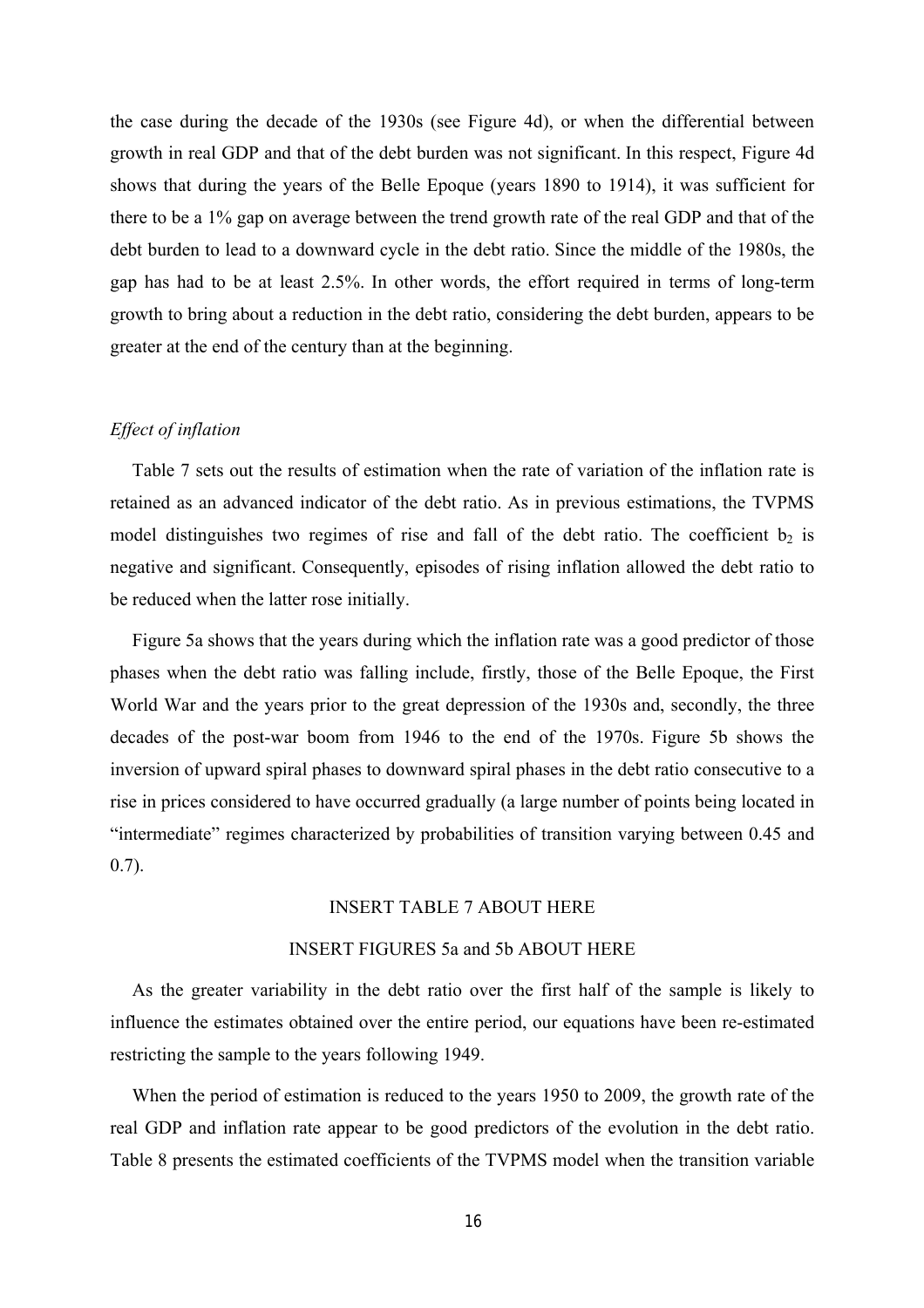the case during the decade of the 1930s (see Figure 4d), or when the differential between growth in real GDP and that of the debt burden was not significant. In this respect, Figure 4d shows that during the years of the Belle Epoque (years 1890 to 1914), it was sufficient for there to be a 1% gap on average between the trend growth rate of the real GDP and that of the debt burden to lead to a downward cycle in the debt ratio. Since the middle of the 1980s, the gap has had to be at least 2.5%. In other words, the effort required in terms of long-term growth to bring about a reduction in the debt ratio, considering the debt burden, appears to be greater at the end of the century than at the beginning.

*Effect of inflation*

Table 7 sets out the results of estimation when the rate of variation of the inflation rate is retained as an advanced indicator of the debt ratio. As in previous estimations, the TVPMS model distinguishes two regimes of rise and fall of the debt ratio. The coefficient $b_2$ is negative and significant. Consequently, episodes of rising inflation allowed the debt ratio to be reduced when the latter rose initially.

Figure 5a shows that the years during which the inflation rate was a good predictor of those phases when the debt ratio was falling include, firstly, those of the Belle Epoque, the First World War and the years prior to the great depression of the 1930s and, secondly, the three decades of the post-war boom from 1946 to the end of the 1970s. Figure 5b shows the inversion of upward spiral phases to downward spiral phases in the debt ratio consecutive to a rise in prices considered to have occurred gradually (a large number of points being located in "intermediate" regimes characterized by probabilities of transition varying between 0.45 and 0.7).

INSERT TABLE 7 ABOUT HERE

INSERT FIGURES 5a and 5b ABOUT HERE

As the greater variability in the debt ratio over the first half of the sample is likely to influence the estimates obtained over the entire period, our equations have been re-estimated restricting the sample to the years following 1949.

When the period of estimation is reduced to the years 1950 to 2009, the growth rate of the real GDP and inflation rate appear to be good predictors of the evolution in the debt ratio. Table 8 presents the estimated coefficients of the TVPMS model when the transition variable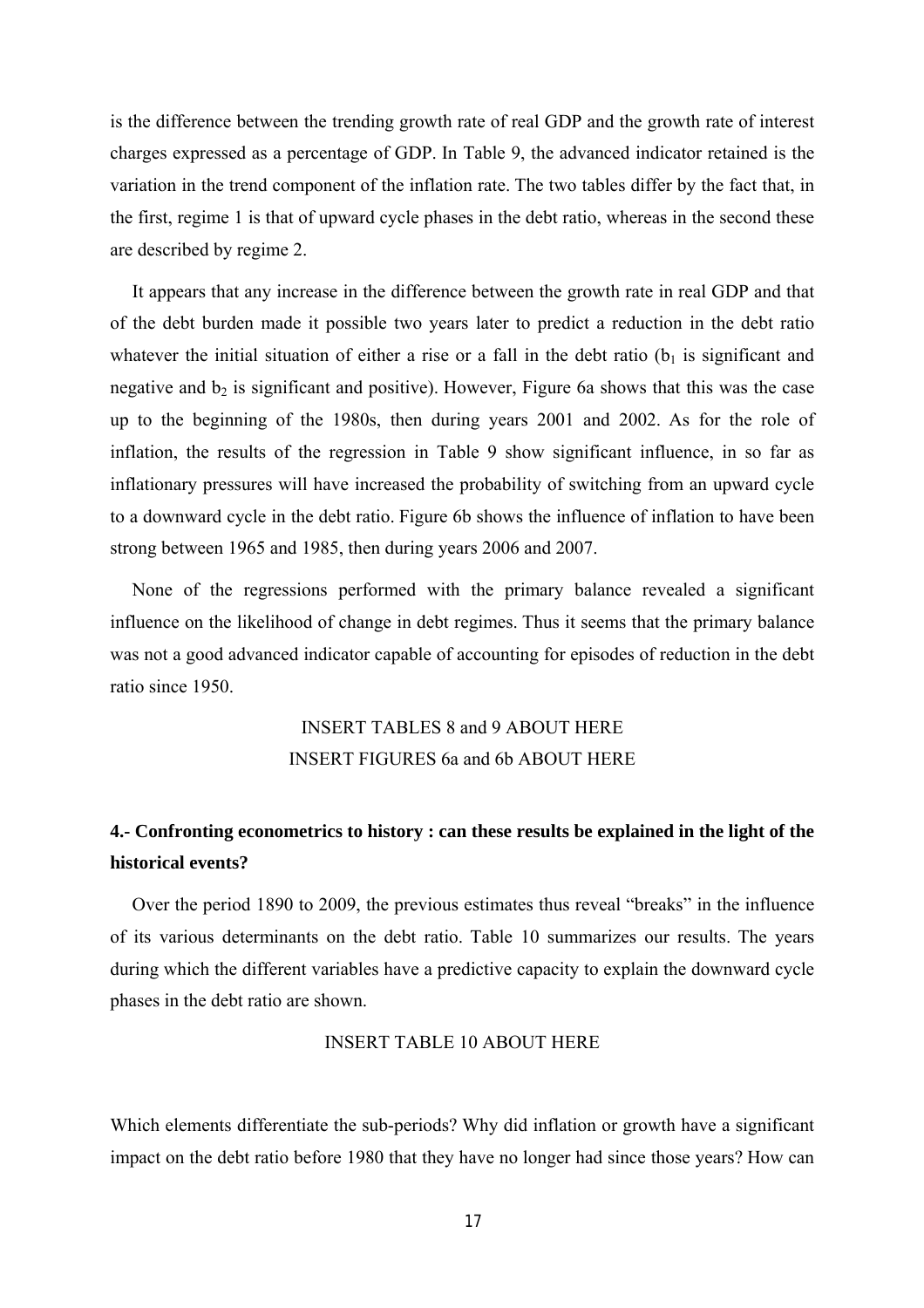is the difference between the trending growth rate of real GDP and the growth rate of interest charges expressed as a percentage of GDP. In Table 9, the advanced indicator retained is the variation in the trend component of the inflation rate. The two tables differ by the fact that, in the first, regime 1 is that of upward cycle phases in the debt ratio, whereas in the second these are described by regime 2.

It appears that any increase in the difference between the growth rate in real GDP and that of the debt burden made it possible two years later to predict a reduction in the debt ratio whatever the initial situation of either a rise or a fall in the debt ratio ($b_1$ is significant and negative and $b_2$ is significant and positive). However, Figure 6a shows that this was the case up to the beginning of the 1980s, then during years 2001 and 2002. As for the role of inflation, the results of the regression in Table 9 show significant influence, in so far as inflationary pressures will have increased the probability of switching from an upward cycle to a downward cycle in the debt ratio. Figure 6b shows the influence of inflation to have been strong between 1965 and 1985, then during years 2006 and 2007.

None of the regressions performed with the primary balance revealed a significant influence on the likelihood of change in debt regimes. Thus it seems that the primary balance was not a good advanced indicator capable of accounting for episodes of reduction in the debt ratio since 1950.

INSERT TABLES 8 and 9 ABOUT HERE

INSERT FIGURES 6a and 6b ABOUT HERE

## 4.- Confronting econometrics to history : can these results be explained in the light of the historical events?

Over the period 1890 to 2009, the previous estimates thus reveal "breaks" in the influence of its various determinants on the debt ratio. Table 10 summarizes our results. The years during which the different variables have a predictive capacity to explain the downward cycle phases in the debt ratio are shown.

INSERT TABLE 10 ABOUT HERE

Which elements differentiate the sub-periods? Why did inflation or growth have a significant impact on the debt ratio before 1980 that they have no longer had since those years? How can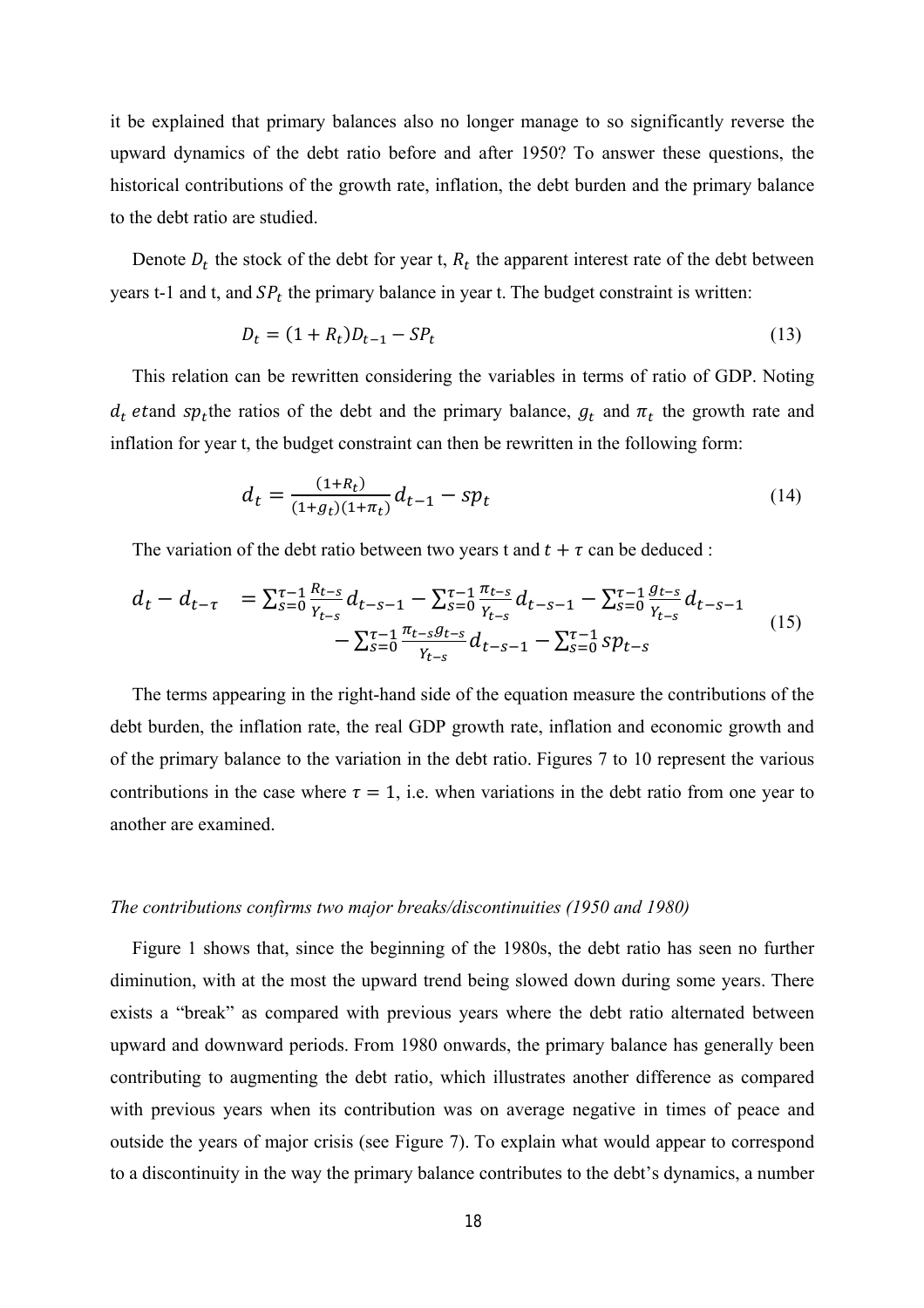it be explained that primary balances also no longer manage to so significantly reverse the upward dynamics of the debt ratio before and after 1950? To answer these questions, the historical contributions of the growth rate, inflation, the debt burden and the primary balance to the debt ratio are studied.

Denote $D_t$ the stock of the debt for year t, $R_t$ the apparent interest rate of the debt between years t-1 and t, and $SP_t$ the primary balance in year t. The budget constraint is written:

$$D_t = (1 + R_t)D_{t-1} - SP_t \tag{13}$$

This relation can be rewritten considering the variables in terms of ratio of GDP. Noting $d_t$ etand $sp_t$the ratios of the debt and the primary balance, $g_t$ and $\pi_t$ the growth rate and inflation for year t, the budget constraint can then be rewritten in the following form:

$$d_t = \frac{(1+R_t)}{(1+g_t)(1+\pi_t)} d_{t-1} - sp_t \tag{14}$$

The variation of the debt ratio between two years t and $t + \tau$ can be deduced :

$$d_t - d_{t-\tau} = \sum_{s=0}^{\tau-1} \frac{R_{t-s}}{Y_{t-s}} d_{t-s-1} - \sum_{s=0}^{\tau-1} \frac{\pi_{t-s}}{Y_{t-s}} d_{t-s-1} - \sum_{s=0}^{\tau-1} \frac{g_{t-s}}{Y_{t-s}} d_{t-s-1} - \sum_{s=0}^{\tau-1} \frac{\pi_{t-s} g_{t-s}}{Y_{t-s}} d_{t-s-1} - \sum_{s=0}^{\tau-1} sp_{t-s} \tag{15}$$

The terms appearing in the right-hand side of the equation measure the contributions of the debt burden, the inflation rate, the real GDP growth rate, inflation and economic growth and of the primary balance to the variation in the debt ratio. Figures 7 to 10 represent the various contributions in the case where $\tau = 1$, i.e. when variations in the debt ratio from one year to another are examined.

*The contributions confirms two major breaks/discontinuities (1950 and 1980)*

Figure 1 shows that, since the beginning of the 1980s, the debt ratio has seen no further diminution, with at the most the upward trend being slowed down during some years. There exists a "break" as compared with previous years where the debt ratio alternated between upward and downward periods. From 1980 onwards, the primary balance has generally been contributing to augmenting the debt ratio, which illustrates another difference as compared with previous years when its contribution was on average negative in times of peace and outside the years of major crisis (see Figure 7). To explain what would appear to correspond to a discontinuity in the way the primary balance contributes to the debt's dynamics, a number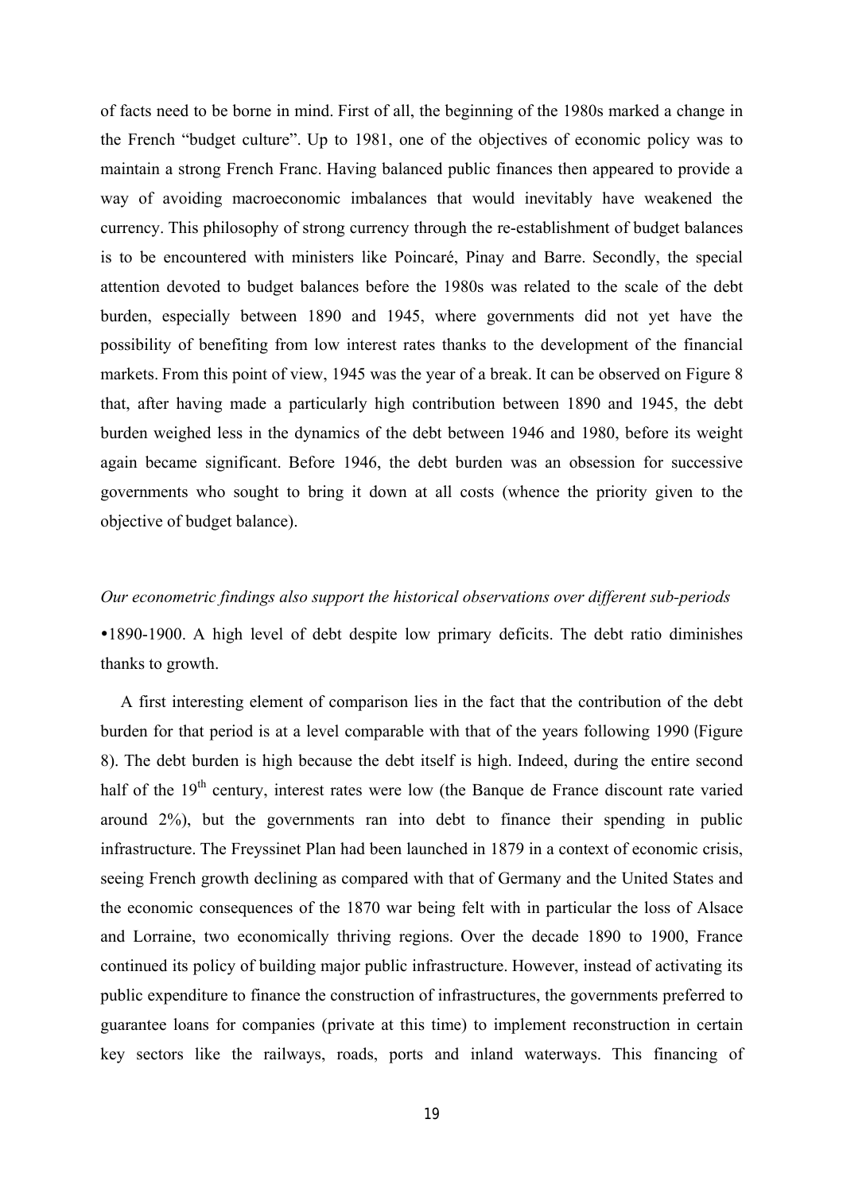of facts need to be borne in mind. First of all, the beginning of the 1980s marked a change in the French "budget culture". Up to 1981, one of the objectives of economic policy was to maintain a strong French Franc. Having balanced public finances then appeared to provide a way of avoiding macroeconomic imbalances that would inevitably have weakened the currency. This philosophy of strong currency through the re-establishment of budget balances is to be encountered with ministers like Poincaré, Pinay and Barre. Secondly, the special attention devoted to budget balances before the 1980s was related to the scale of the debt burden, especially between 1890 and 1945, where governments did not yet have the possibility of benefiting from low interest rates thanks to the development of the financial markets. From this point of view, 1945 was the year of a break. It can be observed on Figure 8 that, after having made a particularly high contribution between 1890 and 1945, the debt burden weighed less in the dynamics of the debt between 1946 and 1980, before its weight again became significant. Before 1946, the debt burden was an obsession for successive governments who sought to bring it down at all costs (whence the priority given to the objective of budget balance).

*Our econometric findings also support the historical observations over different sub-periods*

•1890-1900. A high level of debt despite low primary deficits. The debt ratio diminishes thanks to growth.

A first interesting element of comparison lies in the fact that the contribution of the debt burden for that period is at a level comparable with that of the years following 1990 (Figure 8). The debt burden is high because the debt itself is high. Indeed, during the entire second half of the 19th century, interest rates were low (the Banque de France discount rate varied around 2%), but the governments ran into debt to finance their spending in public infrastructure. The Freyssinet Plan had been launched in 1879 in a context of economic crisis, seeing French growth declining as compared with that of Germany and the United States and the economic consequences of the 1870 war being felt with in particular the loss of Alsace and Lorraine, two economically thriving regions. Over the decade 1890 to 1900, France continued its policy of building major public infrastructure. However, instead of activating its public expenditure to finance the construction of infrastructures, the governments preferred to guarantee loans for companies (private at this time) to implement reconstruction in certain key sectors like the railways, roads, ports and inland waterways. This financing of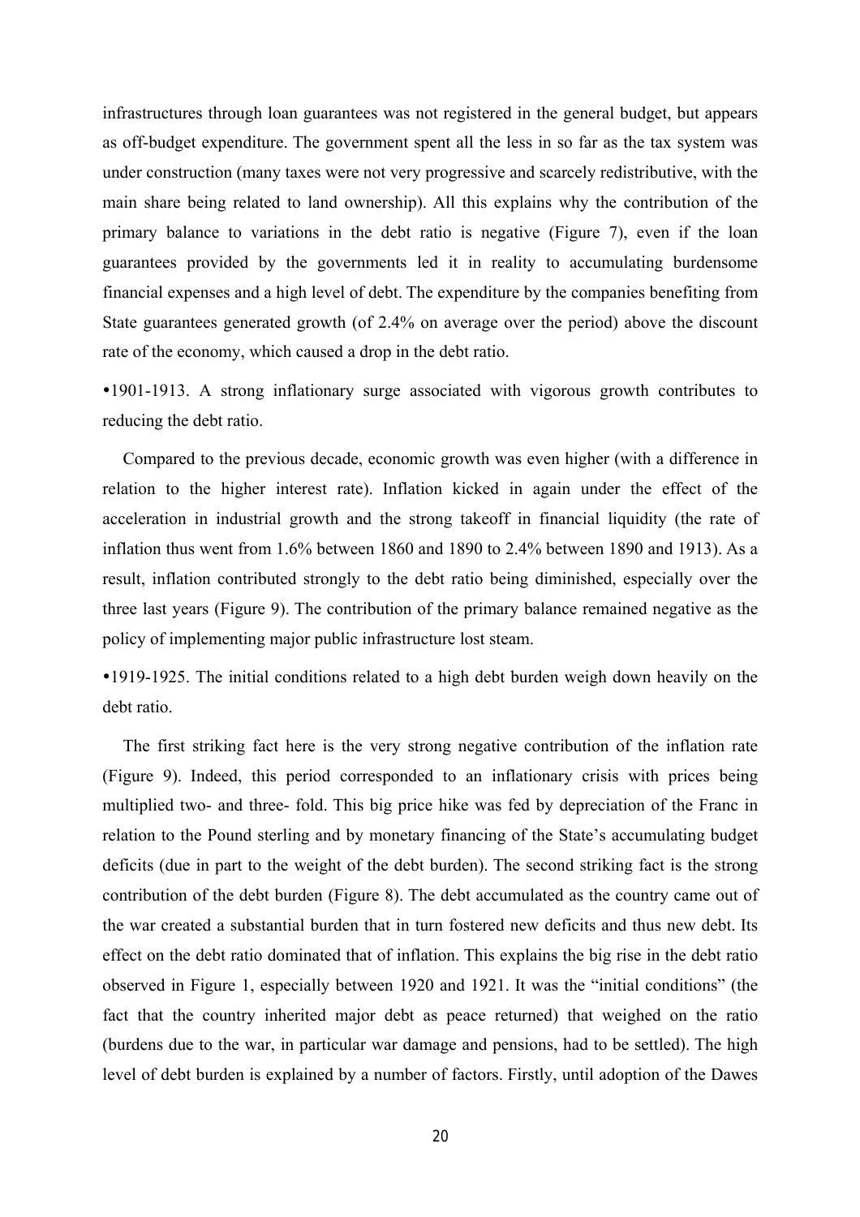infrastructures through loan guarantees was not registered in the general budget, but appears as off-budget expenditure. The government spent all the less in so far as the tax system was under construction (many taxes were not very progressive and scarcely redistributive, with the main share being related to land ownership). All this explains why the contribution of the primary balance to variations in the debt ratio is negative (Figure 7), even if the loan guarantees provided by the governments led it in reality to accumulating burdensome financial expenses and a high level of debt. The expenditure by the companies benefiting from State guarantees generated growth (of 2.4% on average over the period) above the discount rate of the economy, which caused a drop in the debt ratio.

•1901-1913. A strong inflationary surge associated with vigorous growth contributes to reducing the debt ratio.

Compared to the previous decade, economic growth was even higher (with a difference in relation to the higher interest rate). Inflation kicked in again under the effect of the acceleration in industrial growth and the strong takeoff in financial liquidity (the rate of inflation thus went from 1.6% between 1860 and 1890 to 2.4% between 1890 and 1913). As a result, inflation contributed strongly to the debt ratio being diminished, especially over the three last years (Figure 9). The contribution of the primary balance remained negative as the policy of implementing major public infrastructure lost steam.

•1919-1925. The initial conditions related to a high debt burden weigh down heavily on the debt ratio.

The first striking fact here is the very strong negative contribution of the inflation rate (Figure 9). Indeed, this period corresponded to an inflationary crisis with prices being multiplied two- and three- fold. This big price hike was fed by depreciation of the Franc in relation to the Pound sterling and by monetary financing of the State's accumulating budget deficits (due in part to the weight of the debt burden). The second striking fact is the strong contribution of the debt burden (Figure 8). The debt accumulated as the country came out of the war created a substantial burden that in turn fostered new deficits and thus new debt. Its effect on the debt ratio dominated that of inflation. This explains the big rise in the debt ratio observed in Figure 1, especially between 1920 and 1921. It was the "initial conditions" (the fact that the country inherited major debt as peace returned) that weighed on the ratio (burdens due to the war, in particular war damage and pensions, had to be settled). The high level of debt burden is explained by a number of factors. Firstly, until adoption of the Dawes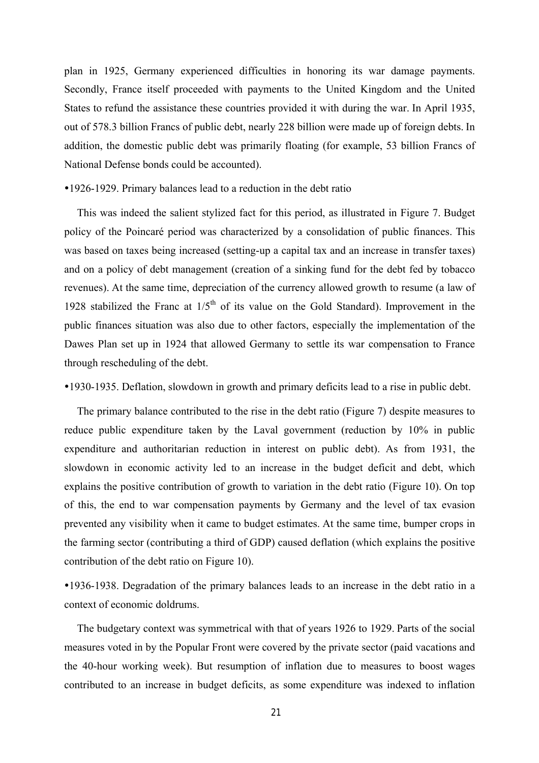plan in 1925, Germany experienced difficulties in honoring its war damage payments. Secondly, France itself proceeded with payments to the United Kingdom and the United States to refund the assistance these countries provided it with during the war. In April 1935, out of 578.3 billion Francs of public debt, nearly 228 billion were made up of foreign debts. In addition, the domestic public debt was primarily floating (for example, 53 billion Francs of National Defense bonds could be accounted).

•1926-1929. Primary balances lead to a reduction in the debt ratio

This was indeed the salient stylized fact for this period, as illustrated in Figure 7. Budget policy of the Poincaré period was characterized by a consolidation of public finances. This was based on taxes being increased (setting-up a capital tax and an increase in transfer taxes) and on a policy of debt management (creation of a sinking fund for the debt fed by tobacco revenues). At the same time, depreciation of the currency allowed growth to resume (a law of 1928 stabilized the Franc at 1/5th of its value on the Gold Standard). Improvement in the public finances situation was also due to other factors, especially the implementation of the Dawes Plan set up in 1924 that allowed Germany to settle its war compensation to France through rescheduling of the debt.

•1930-1935. Deflation, slowdown in growth and primary deficits lead to a rise in public debt.

The primary balance contributed to the rise in the debt ratio (Figure 7) despite measures to reduce public expenditure taken by the Laval government (reduction by 10% in public expenditure and authoritarian reduction in interest on public debt). As from 1931, the slowdown in economic activity led to an increase in the budget deficit and debt, which explains the positive contribution of growth to variation in the debt ratio (Figure 10). On top of this, the end to war compensation payments by Germany and the level of tax evasion prevented any visibility when it came to budget estimates. At the same time, bumper crops in the farming sector (contributing a third of GDP) caused deflation (which explains the positive contribution of the debt ratio on Figure 10).

•1936-1938. Degradation of the primary balances leads to an increase in the debt ratio in a context of economic doldrums.

The budgetary context was symmetrical with that of years 1926 to 1929. Parts of the social measures voted in by the Popular Front were covered by the private sector (paid vacations and the 40-hour working week). But resumption of inflation due to measures to boost wages contributed to an increase in budget deficits, as some expenditure was indexed to inflation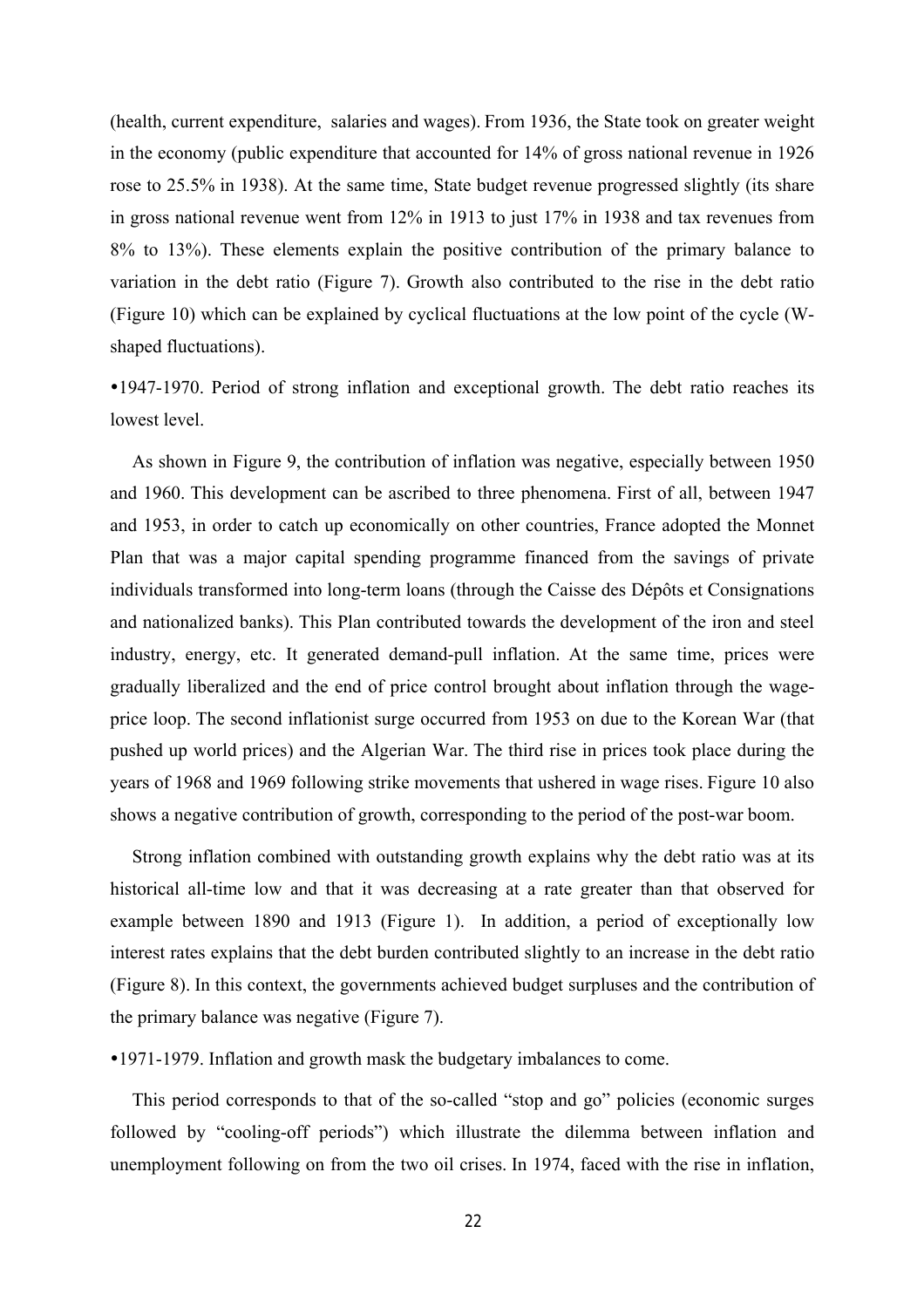(health, current expenditure, salaries and wages). From 1936, the State took on greater weight in the economy (public expenditure that accounted for 14% of gross national revenue in 1926 rose to 25.5% in 1938). At the same time, State budget revenue progressed slightly (its share in gross national revenue went from 12% in 1913 to just 17% in 1938 and tax revenues from 8% to 13%). These elements explain the positive contribution of the primary balance to variation in the debt ratio (Figure 7). Growth also contributed to the rise in the debt ratio (Figure 10) which can be explained by cyclical fluctuations at the low point of the cycle (W-shaped fluctuations).

- 1947-1970. Period of strong inflation and exceptional growth. The debt ratio reaches its lowest level.

As shown in Figure 9, the contribution of inflation was negative, especially between 1950 and 1960. This development can be ascribed to three phenomena. First of all, between 1947 and 1953, in order to catch up economically on other countries, France adopted the Monnet Plan that was a major capital spending programme financed from the savings of private individuals transformed into long-term loans (through the Caisse des Dépôts et Consignations and nationalized banks). This Plan contributed towards the development of the iron and steel industry, energy, etc. It generated demand-pull inflation. At the same time, prices were gradually liberalized and the end of price control brought about inflation through the wage-price loop. The second inflationist surge occurred from 1953 on due to the Korean War (that pushed up world prices) and the Algerian War. The third rise in prices took place during the years of 1968 and 1969 following strike movements that ushered in wage rises. Figure 10 also shows a negative contribution of growth, corresponding to the period of the post-war boom.

Strong inflation combined with outstanding growth explains why the debt ratio was at its historical all-time low and that it was decreasing at a rate greater than that observed for example between 1890 and 1913 (Figure 1). In addition, a period of exceptionally low interest rates explains that the debt burden contributed slightly to an increase in the debt ratio (Figure 8). In this context, the governments achieved budget surpluses and the contribution of the primary balance was negative (Figure 7).

- 1971-1979. Inflation and growth mask the budgetary imbalances to come.

This period corresponds to that of the so-called "stop and go" policies (economic surges followed by "cooling-off periods") which illustrate the dilemma between inflation and unemployment following on from the two oil crises. In 1974, faced with the rise in inflation,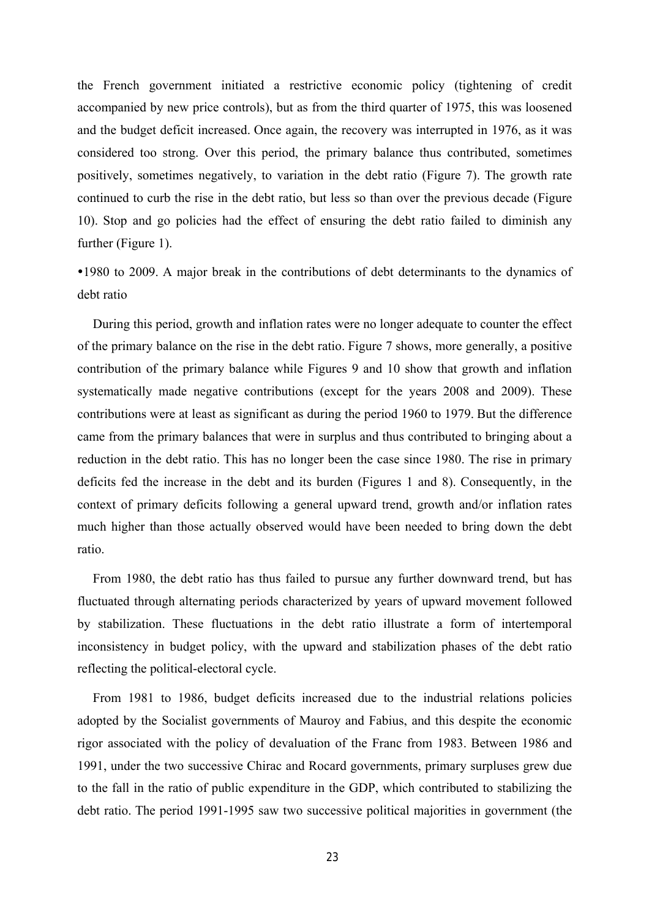the French government initiated a restrictive economic policy (tightening of credit accompanied by new price controls), but as from the third quarter of 1975, this was loosened and the budget deficit increased. Once again, the recovery was interrupted in 1976, as it was considered too strong. Over this period, the primary balance thus contributed, sometimes positively, sometimes negatively, to variation in the debt ratio (Figure 7). The growth rate continued to curb the rise in the debt ratio, but less so than over the previous decade (Figure 10). Stop and go policies had the effect of ensuring the debt ratio failed to diminish any further (Figure 1).

•1980 to 2009. A major break in the contributions of debt determinants to the dynamics of debt ratio

During this period, growth and inflation rates were no longer adequate to counter the effect of the primary balance on the rise in the debt ratio. Figure 7 shows, more generally, a positive contribution of the primary balance while Figures 9 and 10 show that growth and inflation systematically made negative contributions (except for the years 2008 and 2009). These contributions were at least as significant as during the period 1960 to 1979. But the difference came from the primary balances that were in surplus and thus contributed to bringing about a reduction in the debt ratio. This has no longer been the case since 1980. The rise in primary deficits fed the increase in the debt and its burden (Figures 1 and 8). Consequently, in the context of primary deficits following a general upward trend, growth and/or inflation rates much higher than those actually observed would have been needed to bring down the debt ratio.

From 1980, the debt ratio has thus failed to pursue any further downward trend, but has fluctuated through alternating periods characterized by years of upward movement followed by stabilization. These fluctuations in the debt ratio illustrate a form of intertemporal inconsistency in budget policy, with the upward and stabilization phases of the debt ratio reflecting the political-electoral cycle.

From 1981 to 1986, budget deficits increased due to the industrial relations policies adopted by the Socialist governments of Mauroy and Fabius, and this despite the economic rigor associated with the policy of devaluation of the Franc from 1983. Between 1986 and 1991, under the two successive Chirac and Rocard governments, primary surpluses grew due to the fall in the ratio of public expenditure in the GDP, which contributed to stabilizing the debt ratio. The period 1991-1995 saw two successive political majorities in government (the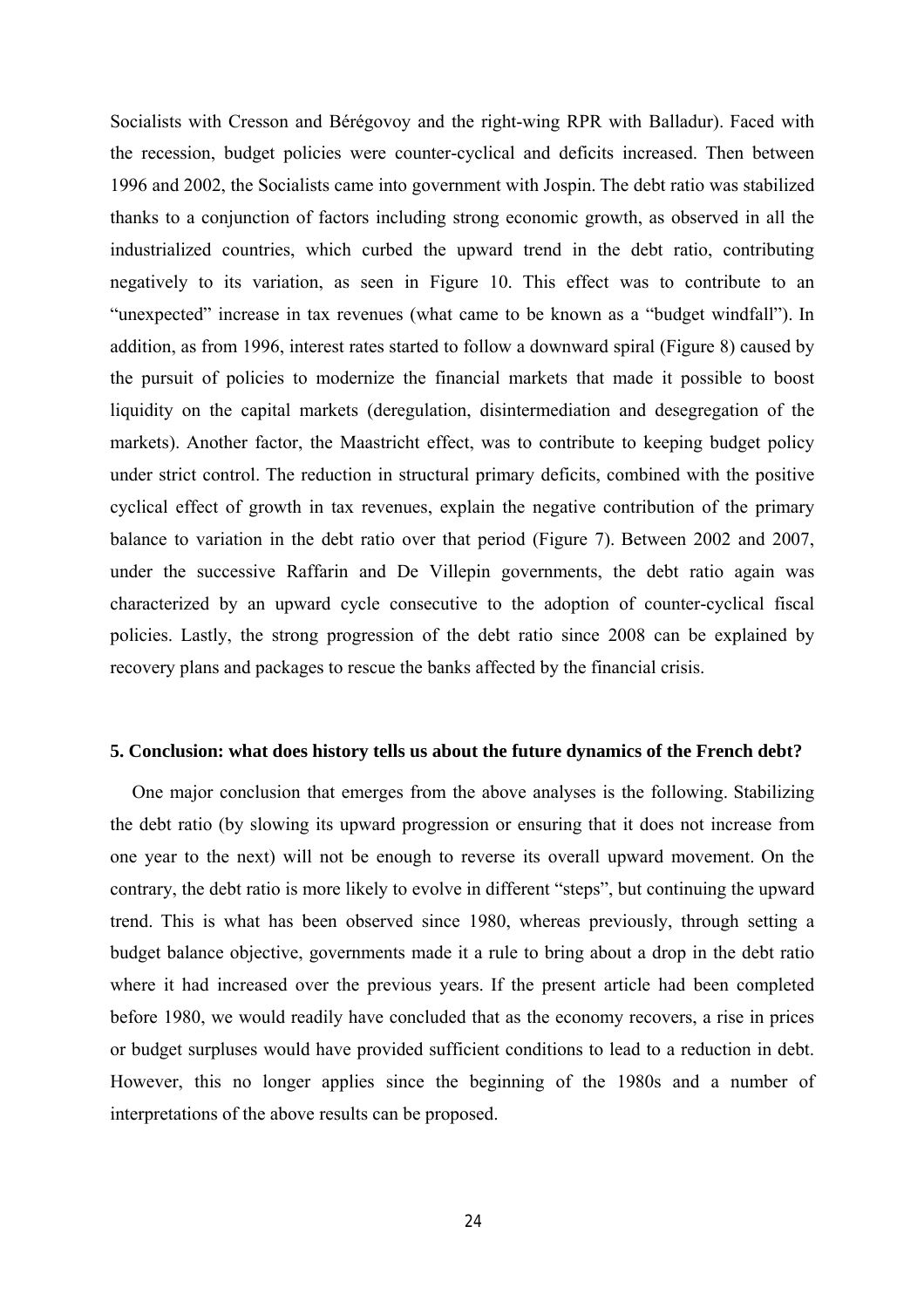Socialists with Cresson and Bérégovoy and the right-wing RPR with Balladur). Faced with the recession, budget policies were counter-cyclical and deficits increased. Then between 1996 and 2002, the Socialists came into government with Jospin. The debt ratio was stabilized thanks to a conjunction of factors including strong economic growth, as observed in all the industrialized countries, which curbed the upward trend in the debt ratio, contributing negatively to its variation, as seen in Figure 10. This effect was to contribute to an "unexpected" increase in tax revenues (what came to be known as a "budget windfall"). In addition, as from 1996, interest rates started to follow a downward spiral (Figure 8) caused by the pursuit of policies to modernize the financial markets that made it possible to boost liquidity on the capital markets (deregulation, disintermediation and desegregation of the markets). Another factor, the Maastricht effect, was to contribute to keeping budget policy under strict control. The reduction in structural primary deficits, combined with the positive cyclical effect of growth in tax revenues, explain the negative contribution of the primary balance to variation in the debt ratio over that period (Figure 7). Between 2002 and 2007, under the successive Raffarin and De Villepin governments, the debt ratio again was characterized by an upward cycle consecutive to the adoption of counter-cyclical fiscal policies. Lastly, the strong progression of the debt ratio since 2008 can be explained by recovery plans and packages to rescue the banks affected by the financial crisis.

## 5. Conclusion: what does history tells us about the future dynamics of the French debt?

One major conclusion that emerges from the above analyses is the following. Stabilizing the debt ratio (by slowing its upward progression or ensuring that it does not increase from one year to the next) will not be enough to reverse its overall upward movement. On the contrary, the debt ratio is more likely to evolve in different "steps", but continuing the upward trend. This is what has been observed since 1980, whereas previously, through setting a budget balance objective, governments made it a rule to bring about a drop in the debt ratio where it had increased over the previous years. If the present article had been completed before 1980, we would readily have concluded that as the economy recovers, a rise in prices or budget surpluses would have provided sufficient conditions to lead to a reduction in debt. However, this no longer applies since the beginning of the 1980s and a number of interpretations of the above results can be proposed.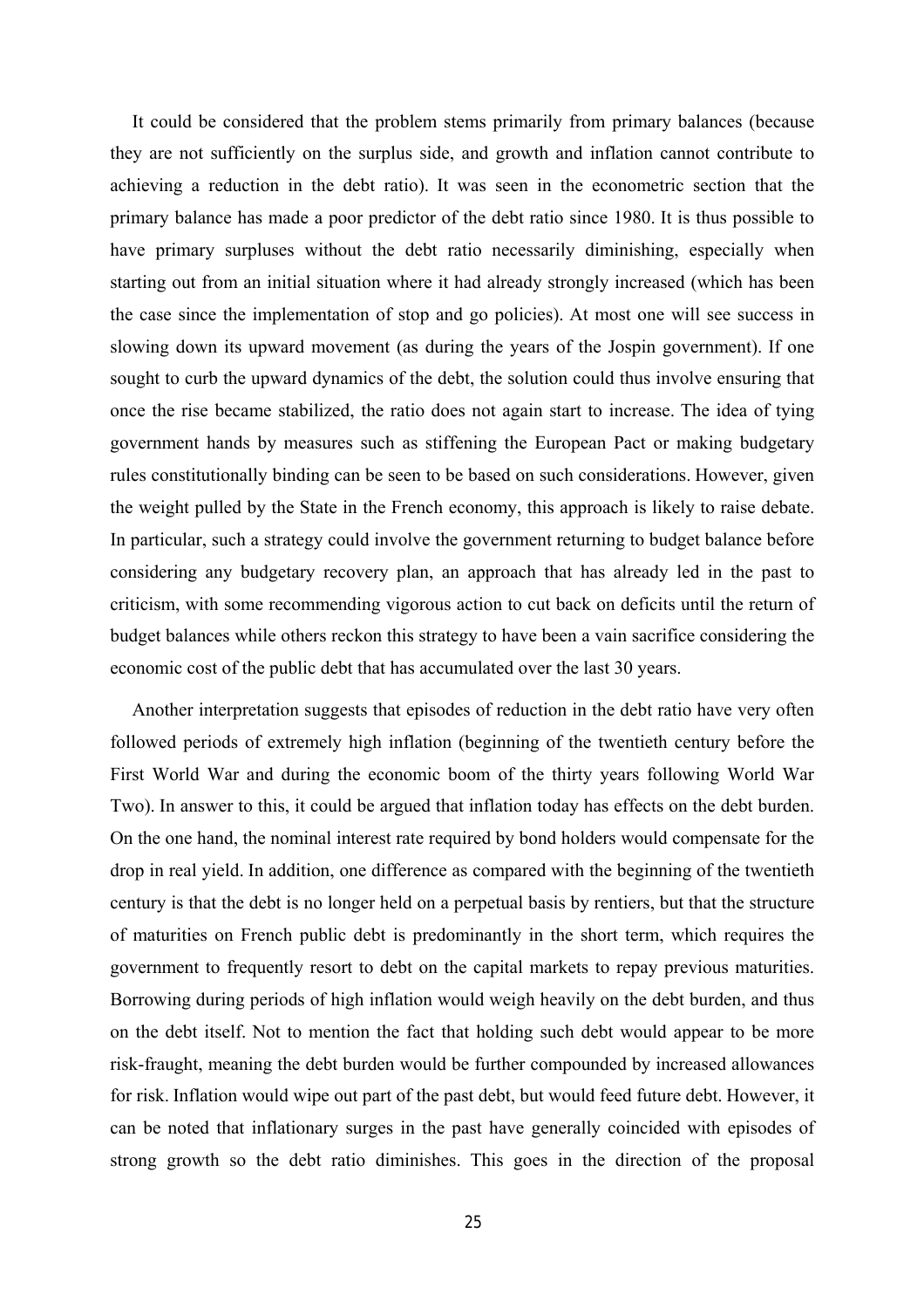It could be considered that the problem stems primarily from primary balances (because they are not sufficiently on the surplus side, and growth and inflation cannot contribute to achieving a reduction in the debt ratio). It was seen in the econometric section that the primary balance has made a poor predictor of the debt ratio since 1980. It is thus possible to have primary surpluses without the debt ratio necessarily diminishing, especially when starting out from an initial situation where it had already strongly increased (which has been the case since the implementation of stop and go policies). At most one will see success in slowing down its upward movement (as during the years of the Jospin government). If one sought to curb the upward dynamics of the debt, the solution could thus involve ensuring that once the rise became stabilized, the ratio does not again start to increase. The idea of tying government hands by measures such as stiffening the European Pact or making budgetary rules constitutionally binding can be seen to be based on such considerations. However, given the weight pulled by the State in the French economy, this approach is likely to raise debate. In particular, such a strategy could involve the government returning to budget balance before considering any budgetary recovery plan, an approach that has already led in the past to criticism, with some recommending vigorous action to cut back on deficits until the return of budget balances while others reckon this strategy to have been a vain sacrifice considering the economic cost of the public debt that has accumulated over the last 30 years.

Another interpretation suggests that episodes of reduction in the debt ratio have very often followed periods of extremely high inflation (beginning of the twentieth century before the First World War and during the economic boom of the thirty years following World War Two). In answer to this, it could be argued that inflation today has effects on the debt burden. On the one hand, the nominal interest rate required by bond holders would compensate for the drop in real yield. In addition, one difference as compared with the beginning of the twentieth century is that the debt is no longer held on a perpetual basis by rentiers, but that the structure of maturities on French public debt is predominantly in the short term, which requires the government to frequently resort to debt on the capital markets to repay previous maturities. Borrowing during periods of high inflation would weigh heavily on the debt burden, and thus on the debt itself. Not to mention the fact that holding such debt would appear to be more risk-fraught, meaning the debt burden would be further compounded by increased allowances for risk. Inflation would wipe out part of the past debt, but would feed future debt. However, it can be noted that inflationary surges in the past have generally coincided with episodes of strong growth so the debt ratio diminishes. This goes in the direction of the proposal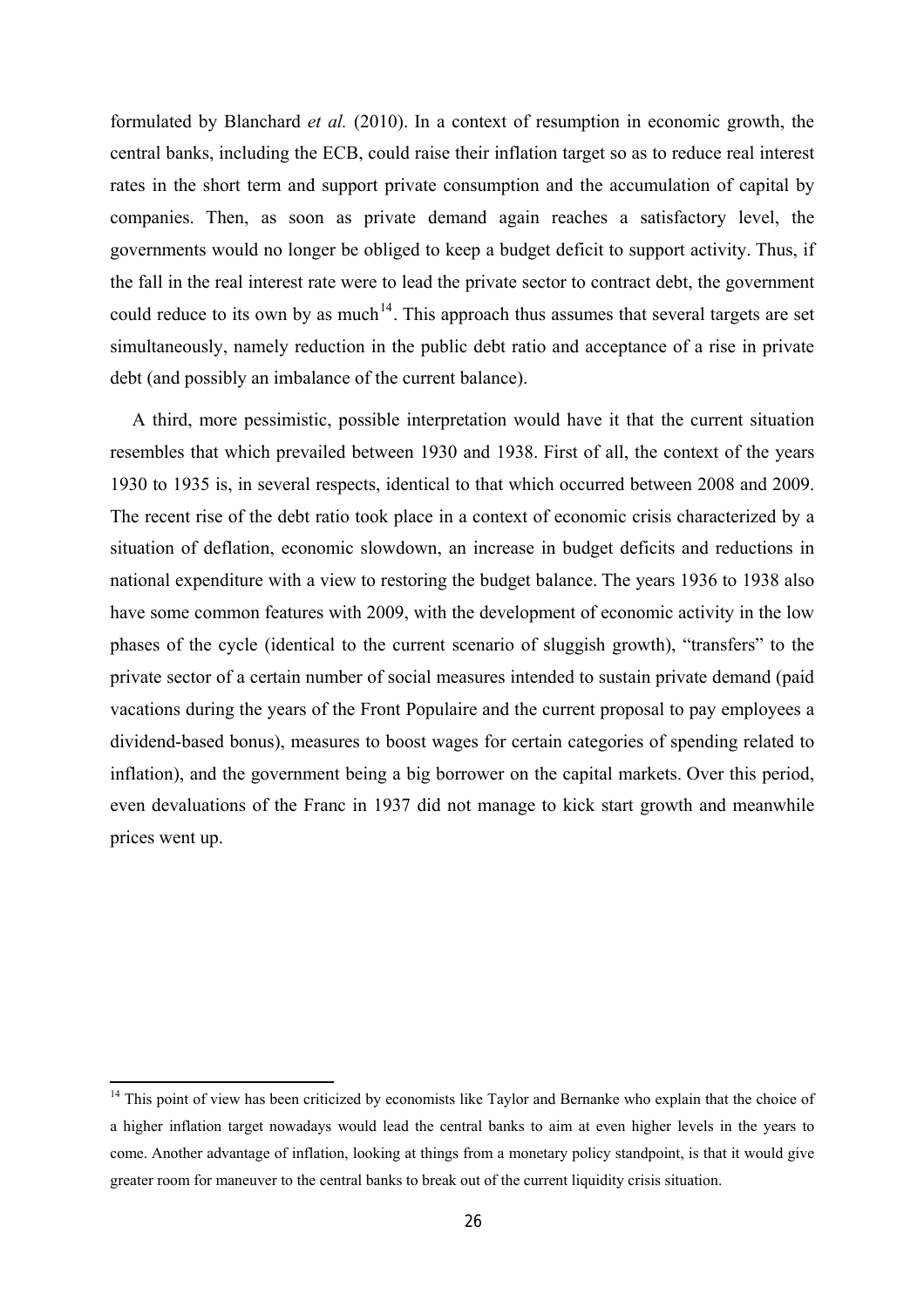formulated by Blanchard *et al.* (2010). In a context of resumption in economic growth, the central banks, including the ECB, could raise their inflation target so as to reduce real interest rates in the short term and support private consumption and the accumulation of capital by companies. Then, as soon as private demand again reaches a satisfactory level, the governments would no longer be obliged to keep a budget deficit to support activity. Thus, if the fall in the real interest rate were to lead the private sector to contract debt, the government could reduce to its own by as much[14]. This approach thus assumes that several targets are set simultaneously, namely reduction in the public debt ratio and acceptance of a rise in private debt (and possibly an imbalance of the current balance).

A third, more pessimistic, possible interpretation would have it that the current situation resembles that which prevailed between 1930 and 1938. First of all, the context of the years 1930 to 1935 is, in several respects, identical to that which occurred between 2008 and 2009. The recent rise of the debt ratio took place in a context of economic crisis characterized by a situation of deflation, economic slowdown, an increase in budget deficits and reductions in national expenditure with a view to restoring the budget balance. The years 1936 to 1938 also have some common features with 2009, with the development of economic activity in the low phases of the cycle (identical to the current scenario of sluggish growth), "transfers" to the private sector of a certain number of social measures intended to sustain private demand (paid vacations during the years of the Front Populaire and the current proposal to pay employees a dividend-based bonus), measures to boost wages for certain categories of spending related to inflation), and the government being a big borrower on the capital markets. Over this period, even devaluations of the Franc in 1937 did not manage to kick start growth and meanwhile prices went up.

[14] This point of view has been criticized by economists like Taylor and Bernanke who explain that the choice of a higher inflation target nowadays would lead the central banks to aim at even higher levels in the years to come. Another advantage of inflation, looking at things from a monetary policy standpoint, is that it would give greater room for maneuver to the central banks to break out of the current liquidity crisis situation.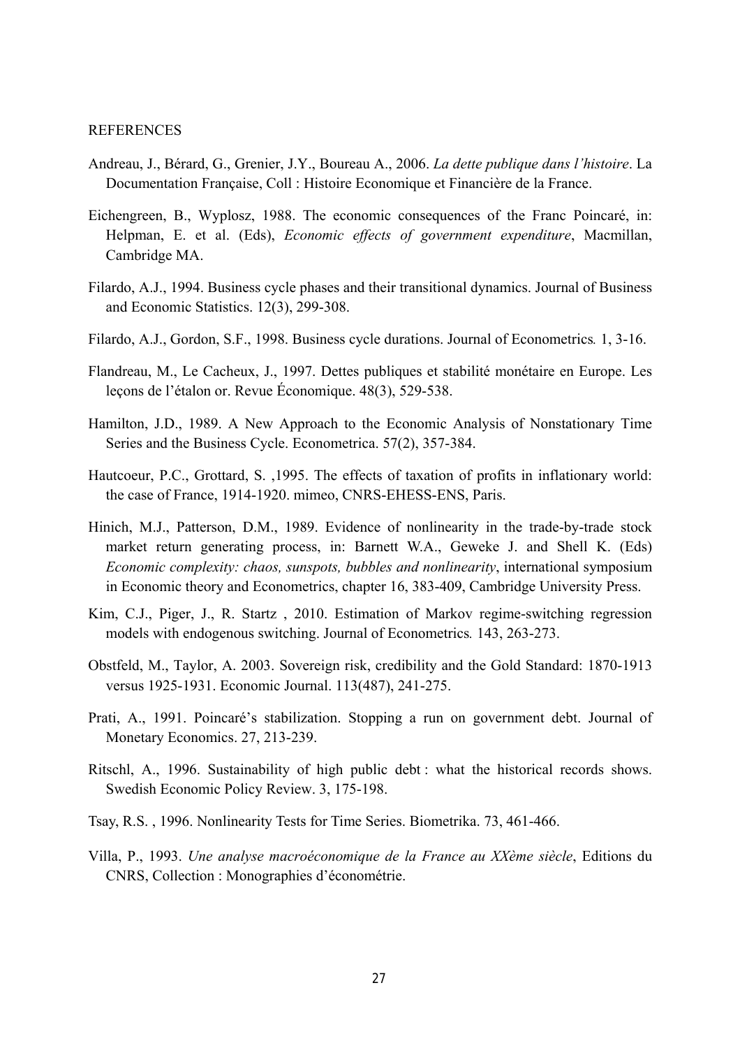REFERENCES

Andreau, J., Bérard, G., Grenier, J.Y., Boureau A., 2006. *La dette publique dans l'histoire*. La Documentation Française, Coll : Histoire Economique et Financière de la France.

Eichengreen, B., Wyplosz, 1988. The economic consequences of the Franc Poincaré, in: Helpman, E. et al. (Eds), *Economic effects of government expenditure*, Macmillan, Cambridge MA.

Filardo, A.J., 1994. Business cycle phases and their transitional dynamics. Journal of Business and Economic Statistics. 12(3), 299-308.

Filardo, A.J., Gordon, S.F., 1998. Business cycle durations. Journal of Econometrics*.* 1, 3-16.

Flandreau, M., Le Cacheux, J., 1997. Dettes publiques et stabilité monétaire en Europe. Les leçons de l'étalon or. Revue Économique. 48(3), 529-538.

Hamilton, J.D., 1989. A New Approach to the Economic Analysis of Nonstationary Time Series and the Business Cycle. Econometrica. 57(2), 357-384.

Hautcoeur, P.C., Grottard, S. ,1995. The effects of taxation of profits in inflationary world: the case of France, 1914-1920. mimeo, CNRS-EHESS-ENS, Paris.

Hinich, M.J., Patterson, D.M., 1989. Evidence of nonlinearity in the trade-by-trade stock market return generating process, in: Barnett W.A., Geweke J. and Shell K. (Eds) *Economic complexity: chaos, sunspots, bubbles and nonlinearity*, international symposium in Economic theory and Econometrics, chapter 16, 383-409, Cambridge University Press.

Kim, C.J., Piger, J., R. Startz , 2010. Estimation of Markov regime-switching regression models with endogenous switching. Journal of Econometrics*.* 143, 263-273.

Obstfeld, M., Taylor, A. 2003. Sovereign risk, credibility and the Gold Standard: 1870-1913 versus 1925-1931. Economic Journal. 113(487), 241-275.

Prati, A., 1991. Poincaré's stabilization. Stopping a run on government debt. Journal of Monetary Economics. 27, 213-239.

Ritschl, A., 1996. Sustainability of high public debt : what the historical records shows. Swedish Economic Policy Review. 3, 175-198.

Tsay, R.S. , 1996. Nonlinearity Tests for Time Series. Biometrika. 73, 461-466.

Villa, P., 1993. *Une analyse macroéconomique de la France au XXème siècle*, Editions du CNRS, Collection : Monographies d'économétrie.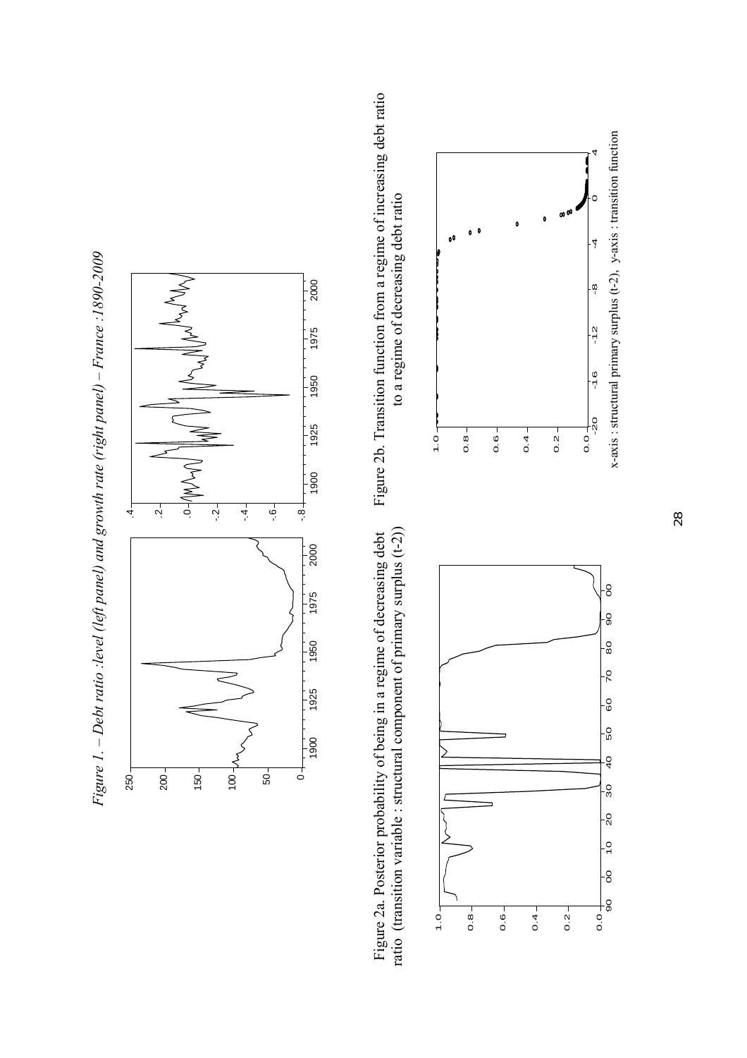*Figure 1. – Debt ratio :level (left panel) and growth rate (right panel) – France :1890-2009*

Figure 2a. Posterior probability of being in a regime of decreasing debt ratio (transition variable : structural component of primary surplus (t-2))

Figure 2b. Transition function from a regime of increasing debt ratio to a regime of decreasing debt ratio

x-axis : structural primary surplus (t-2), y-axis : transition function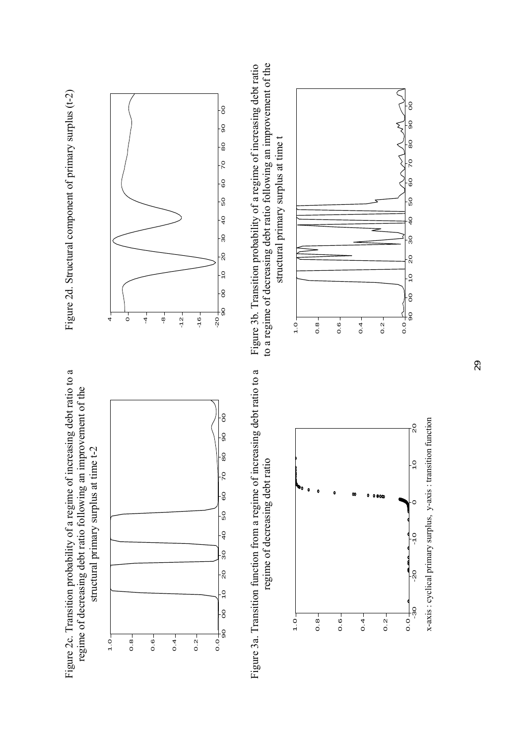Figure 2c. Transition probability of a regime of increasing debt ratio to a regime of decreasing debt ratio following an improvement of the structural primary surplus at time t-2

Figure 2d. Structural component of primary surplus (t-2)

Figure 3a. Transition function from a regime of increasing debt ratio to a regime of decreasing debt ratio

x-axis : cyclical primary surplus, y-axis : transition function

Figure 3b. Transition probability of a regime of increasing debt ratio to a regime of decreasing debt ratio following an improvement of the structural primary surplus at time t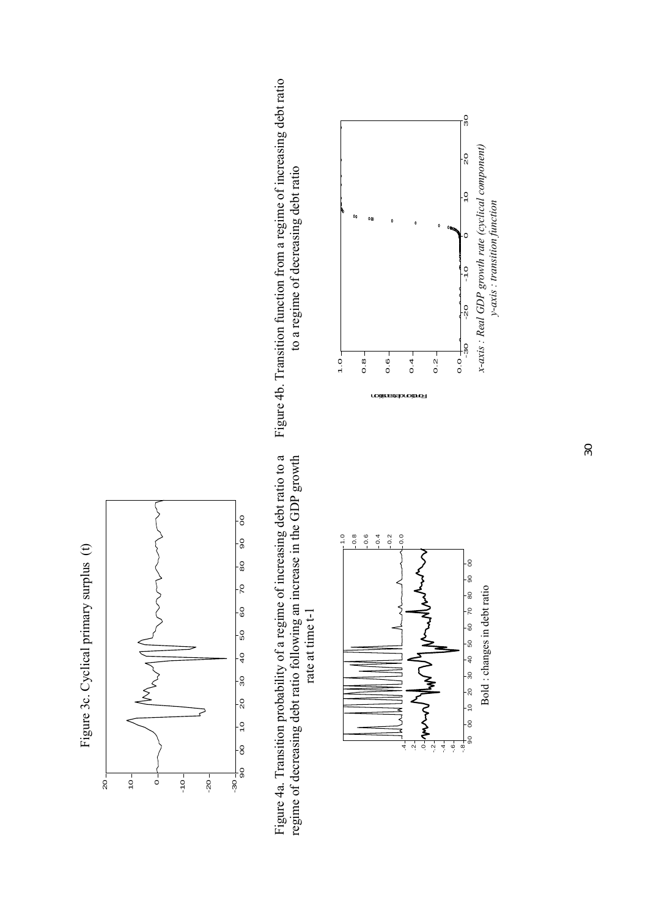Figure 3c. Cyclical primary surplus (t)

Figure 4a. Transition probability of a regime of increasing debt ratio to a regime of decreasing debt ratio following an increase in the GDP growth rate at time t-1

Bold : changes in debt ratio

Figure 4b. Transition function from a regime of increasing debt ratio to a regime of decreasing debt ratio

*x-axis : Real GDP growth rate (cyclical component)*
*y-axis : transition function*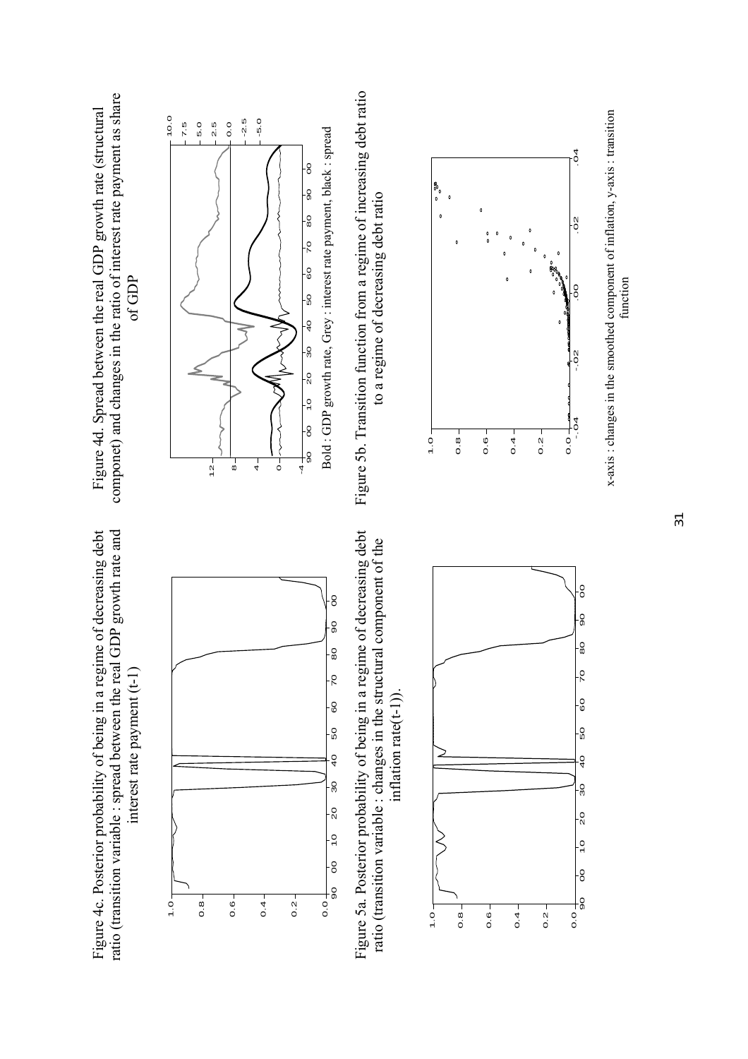Figure 4c. Posterior probability of being in a regime of decreasing debt ratio (transition variable : spread between the real GDP growth rate and interest rate payment (t-1)

Figure 4d. Spread between the real GDP growth rate (structural componet) and changes in the ratio of interest rate payment as share of GDP

Bold : GDP growth rate, Grey : interest rate payment, black : spread

Figure 5a. Posterior probability of being in a regime of decreasing debt ratio (transition variable : changes in the structural component of the inflation rate(t-1)).

Figure 5b. Transition function from a regime of increasing debt ratio to a regime of decreasing debt ratio

x-axis : changes in the smoothed component of inflation, y-axis : transition function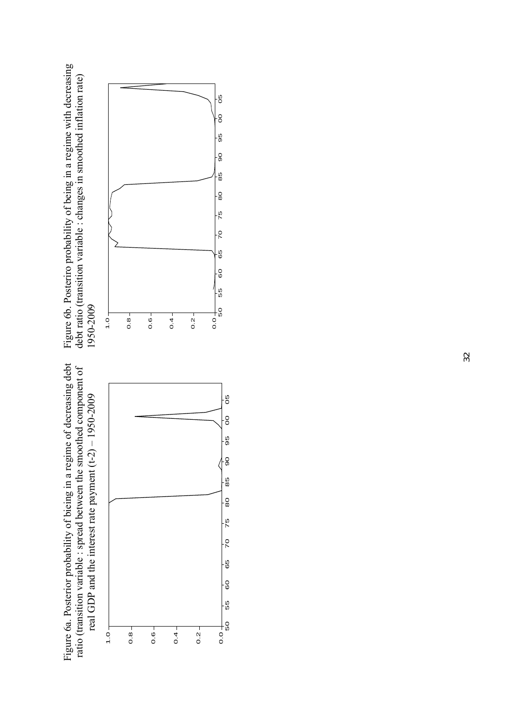Figure 6a. Posterior probability of bieing in a regime of decreasing debt ratio (transition variable : spread between the smoothed component of real GDP and the interest rate payment (t-2) – 1950-2009

Figure 6b. Posteriro probability of being in a regime with decreasing debt ratio (transition variable : changes in smoothed inflation rate) 1950-2009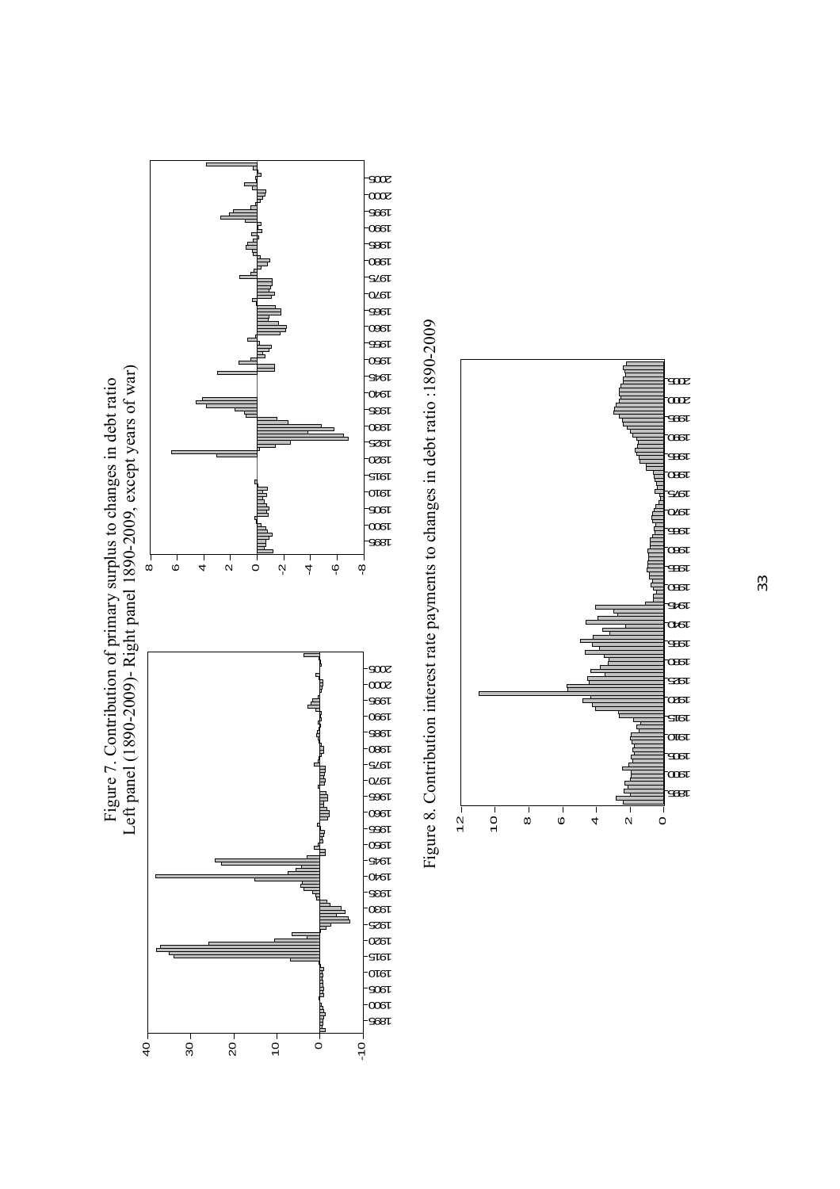Figure 7. Contribution of primary surplus to changes in debt ratio
Left panel (1890-2009)- Right panel 1890-2009, except years of war)

Figure 8. Contribution interest rate payments to changes in debt ratio :1890-2009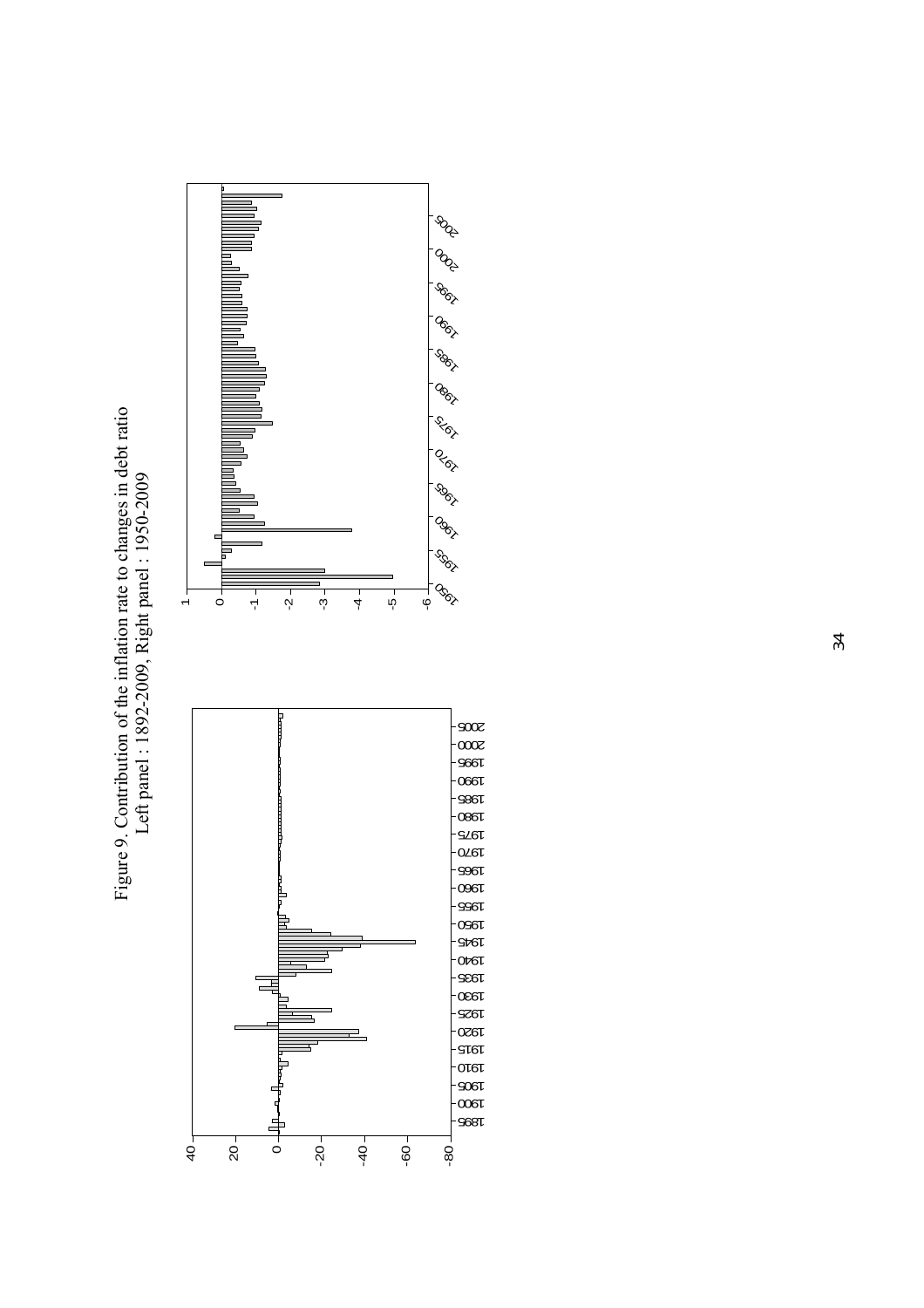Figure 9. Contribution of the inflation rate to changes in debt ratio
Left panel : 1892-2009, Right panel : 1950-2009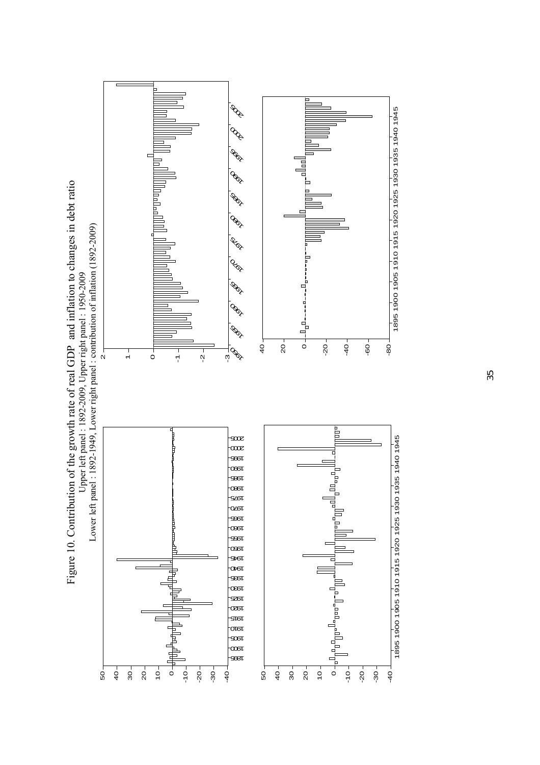Figure 10. Contribution of the growth rate of real GDP and inflation to changes in debt ratio

Upper left panel : 1892-2009, Upper right panel : 1950-2009

Lower left panel : 1892-1949, Lower right panel : contribution of inflation (1892-2009)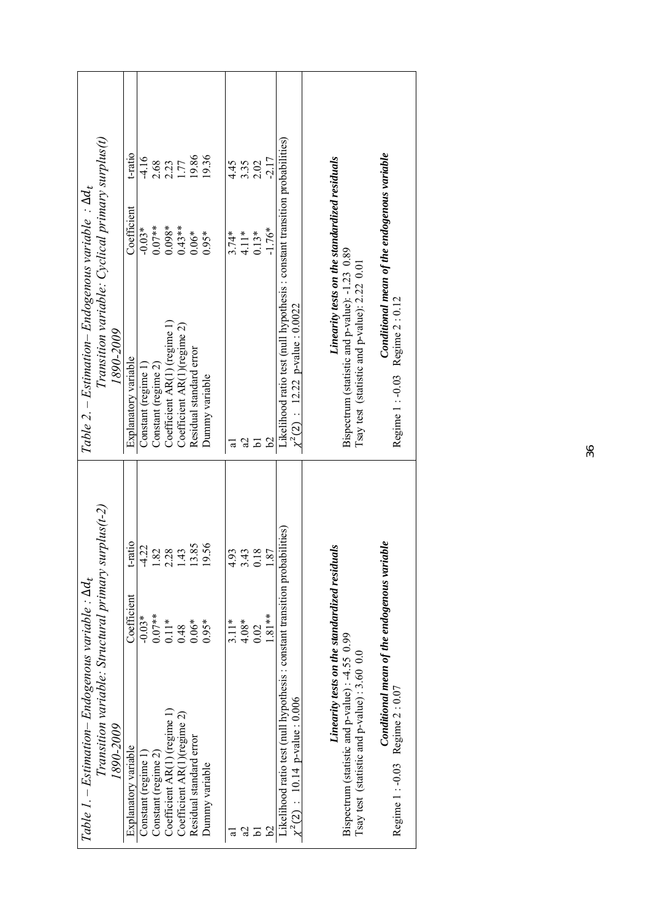*Table 1. – Estimation– Endogenous variable : $\Delta d_t$*
*Transition variable: Structural primary surplus(t-2)*
*1890-2009*

| Explanatory variable | Coefficient | t-ratio |
|---|---|---|
| Constant (regime 1) | -0.03* | -4.22 |
| Constant (regime 2) | 0.07** | 1.82 |
| Coefficient AR(1) (regime 1) | 0.11* | 2.28 |
| Coefficient AR(1)(regime 2) | 0.48 | 1.43 |
| Residual standard error | 0.06* | 13.85 |
| Dummy variable | 0.95* | 19.56 |
| a1 | 3.11* | 4.93 |
| a2 | 4.08* | 3.43 |
| b1 | 0.02 | 0.18 |
| b2 | 1.81** | 1.87 |

Likelihood ratio test (null hypothesis : constant transition probabilities)
$\chi^2(2)$ : 10.14 p-value : 0.006

***Linearity tests on the standardized residuals***

Bispectrum (statistic and p-value) : -4.55 0.99
Tsay test (statistic and p-value) : 3.60 0.0

***Conditional mean of the endogenous variable***

Regime 1 : -0.03 Regime 2 : 0.07

*Table 2. – Estimation– Endogenous variable : $\Delta d_t$*
*Transition variable: Cyclical primary surplus(t)*
*1890-2009*

| Explanatory variable | Coefficient | t-ratio |
|---|---|---|
| Constant (regime 1) | -0.03* | -4.16 |
| Constant (regime 2) | 0.07** | 2.68 |
| Coefficient AR(1) (regime 1) | 0.098* | 2.23 |
| Coefficient AR(1)(regime 2) | 0.43** | 1.77 |
| Residual standard error | 0.06* | 19.86 |
| Dummy variable | 0.95* | 19.36 |
| a1 | 3.74* | 4.45 |
| a2 | 4.11* | 3.35 |
| b1 | 0.13* | 2.02 |
| b2 | -1.76* | -2.17 |

Likelihood ratio test (null hypothesis : constant transition probabilities)
$\chi^2(2)$ : 12.22 p-value : 0.0022

***Linearity tests on the standardized residuals***

Bispectrum (statistic and p-value): -1.23 0.89
Tsay test (statistic and p-value): 2.22 0.01

***Conditional mean of the endogenous variable***

Regime 1 : -0.03 Regime 2 : 0.12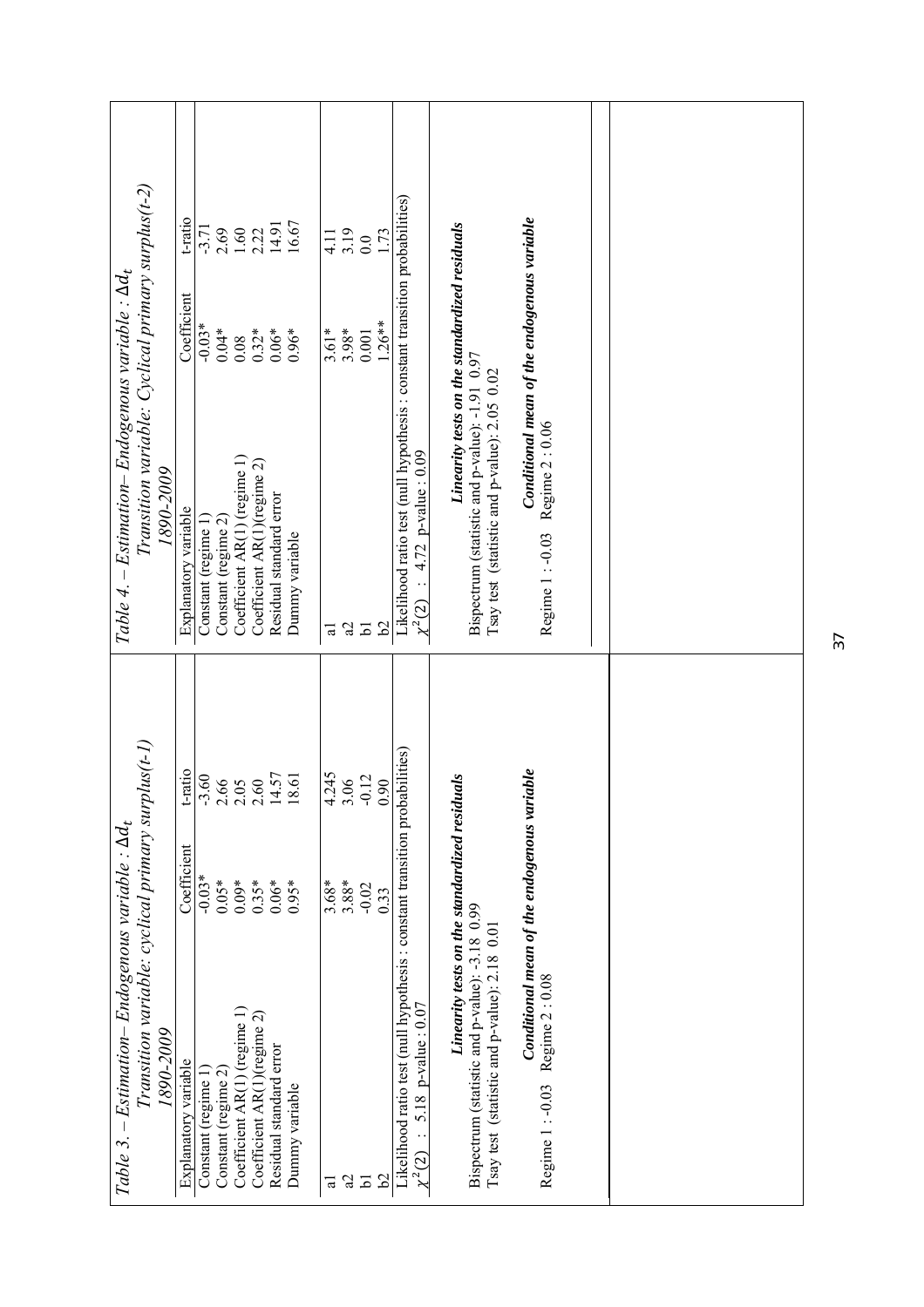*Table 3. – Estimation– Endogenous variable : $\Delta d_t$*
*Transition variable: cyclical primary surplus(t-1)*
*1890-2009*

| Explanatory variable | Coefficient | t-ratio |
|---|---|---|
| Constant (regime 1) | -0.03* | -3.60 |
| Constant (regime 2) | 0.05* | 2.66 |
| Coefficient AR(1) (regime 1) | 0.09* | 2.05 |
| Coefficient AR(1)(regime 2) | 0.35* | 2.60 |
| Residual standard error | 0.06* | 14.57 |
| Dummy variable | 0.95* | 18.61 |
| a1 | 3.68* | 4.245 |
| a2 | 3.88* | 3.06 |
| b1 | -0.02 | -0.12 |
| b2 | 0.33 | 0.90 |

Likelihood ratio test (null hypothesis : constant transition probabilities)
$\chi^2(2)$ : 5.18 p-value : 0.07

***Linearity tests on the standardized residuals***

Bispectrum (statistic and p-value): -3.18 0.99
Tsay test (statistic and p-value): 2.18 0.01

***Conditional mean of the endogenous variable***

Regime 1 : -0.03 Regime 2 : 0.08

*Table 4. – Estimation– Endogenous variable : $\Delta d_t$*
*Transition variable: Cyclical primary surplus(t-2)*
*1890-2009*

| Explanatory variable | Coefficient | t-ratio |
|---|---|---|
| Constant (regime 1) | -0.03* | -3.71 |
| Constant (regime 2) | 0.04* | 2.69 |
| Coefficient AR(1) (regime 1) | 0.08 | 1.60 |
| Coefficient AR(1)(regime 2) | 0.32* | 2.22 |
| Residual standard error | 0.06* | 14.91 |
| Dummy variable | 0.96* | 16.67 |
| a1 | 3.61* | 4.11 |
| a2 | 3.98* | 3.19 |
| b1 | 0.001 | 0.0 |
| b2 | 1.26** | 1.73 |

Likelihood ratio test (null hypothesis : constant transition probabilities)
$\chi^2(2)$ : 4.72 p-value : 0.09

***Linearity tests on the standardized residuals***

Bispectrum (statistic and p-value): -1.91 0.97
Tsay test (statistic and p-value): 2.05 0.02

***Conditional mean of the endogenous variable***

Regime 1 : -0.03 Regime 2 : 0.06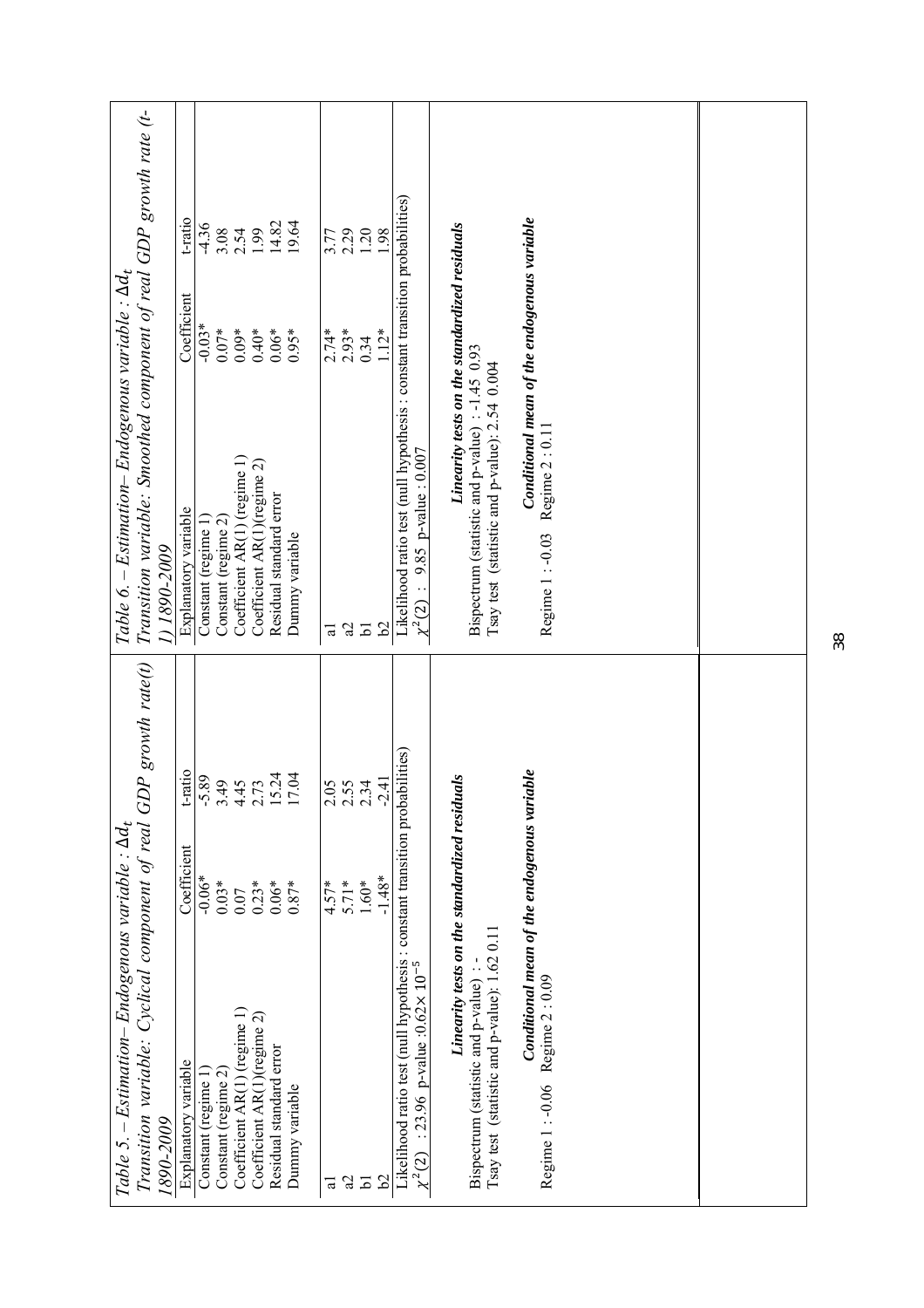*Table 5. – Estimation– Endogenous variable : $\Delta d_t$*

*Transition variable: Cyclical component of real GDP growth rate(t) 1890-2009*

| Explanatory variable | Coefficient | t-ratio |
|---|---|---|
| Constant (regime 1) | -0.06* | -5.89 |
| Constant (regime 2) | 0.03* | 3.49 |
| Coefficient AR(1) (regime 1) | 0.07 | 4.45 |
| Coefficient AR(1)(regime 2) | 0.23* | 2.73 |
| Residual standard error | 0.06* | 15.24 |
| Dummy variable | 0.87* | 17.04 |
| a1 | 4.57* | 2.05 |
| a2 | 5.71* | 2.55 |
| b1 | 1.60* | 2.34 |
| b2 | -1.48* | -2.41 |

Likelihood ratio test (null hypothesis : constant transition probabilities)
$\chi^2(2)$ : 23.96 p-value : $0.62\times 10^{-5}$

***Linearity tests on the standardized residuals***

Bispectrum (statistic and p-value) : -

Tsay test (statistic and p-value): 1.62 0.11

***Conditional mean of the endogenous variable***

Regime 1 : -0.06 Regime 2 : 0.09

*Table 6. – Estimation– Endogenous variable : $\Delta d_t$*

*Transition variable: Smoothed component of real GDP growth rate (t-1) 1890-2009*

| Explanatory variable | Coefficient | t-ratio |
|---|---|---|
| Constant (regime 1) | -0.03* | -4.36 |
| Constant (regime 2) | 0.07* | 3.08 |
| Coefficient AR(1) (regime 1) | 0.09* | 2.54 |
| Coefficient AR(1)(regime 2) | 0.40* | 1.99 |
| Residual standard error | 0.06* | 14.82 |
| Dummy variable | 0.95* | 19.64 |
| a1 | 2.74* | 3.77 |
| a2 | 2.93* | 2.29 |
| b1 | 0.34 | 1.20 |
| b2 | 1.12* | 1.98 |

Likelihood ratio test (null hypothesis : constant transition probabilities)
$\chi^2(2)$ : 9.85 p-value : 0.007

***Linearity tests on the standardized residuals***

Bispectrum (statistic and p-value) : -1.45 0.93

Tsay test (statistic and p-value): 2.54 0.004

***Conditional mean of the endogenous variable***

Regime 1 : -0.03 Regime 2 : 0.11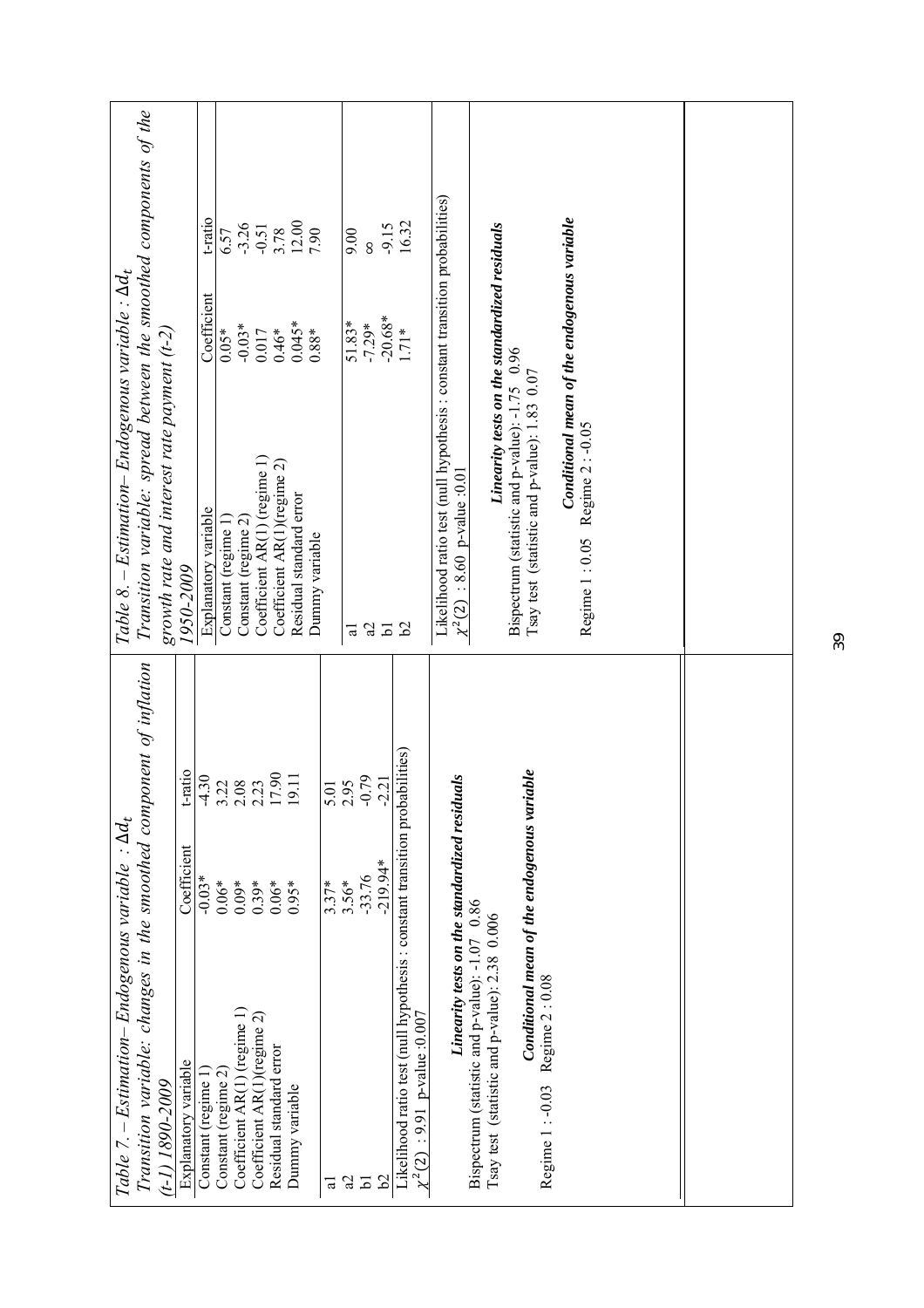*Table 7. – Estimation– Endogenous variable : $\Delta d_t$*

*Transition variable: changes in the smoothed component of inflation (t-1) 1890-2009*

| Explanatory variable | Coefficient | t-ratio |
|---|---|---|
| Constant (regime 1) | -0.03* | -4.30 |
| Constant (regime 2) | 0.06* | 3.22 |
| Coefficient AR(1) (regime 1) | 0.09* | 2.08 |
| Coefficient AR(1)(regime 2) | 0.39* | 2.23 |
| Residual standard error | 0.06* | 17.90 |
| Dummy variable | 0.95* | 19.11 |
| a1 | 3.37* | 5.01 |
| a2 | 3.56* | 2.95 |
| b1 | -33.76 | -0.79 |
| b2 | -219.94* | -2.21 |

Likelihood ratio test (null hypothesis : constant transition probabilities)
$\chi^2(2)$ : 9.91 p-value :0.007

***Linearity tests on the standardized residuals***

Bispectrum (statistic and p-value): -1.07 0.86
Tsay test (statistic and p-value): 2.38 0.006

***Conditional mean of the endogenous variable***

Regime 1 : -0.03 Regime 2 : 0.08

*Table 8. – Estimation– Endogenous variable : $\Delta d_t$*

*Transition variable: spread between the smoothed components of the growth rate and interest rate payment (t-2) 1950-2009*

| Explanatory variable | Coefficient | t-ratio |
|---|---|---|
| Constant (regime 1) | 0.05* | 6.57 |
| Constant (regime 2) | -0.03* | -3.26 |
| Coefficient AR(1) (regime 1) | 0.017 | -0.51 |
| Coefficient AR(1)(regime 2) | 0.46* | 3.78 |
| Residual standard error | 0.045* | 12.00 |
| Dummy variable | 0.88* | 7.90 |
| a1 | 51.83* | 9.00 |
| a2 | -7.29* | ∞ |
| b1 | -20.68* | -9.15 |
| b2 | 1.71* | 16.32 |

Likelihood ratio test (null hypothesis : constant transition probabilities)
$\chi^2(2)$ : 8.60 p-value :0.01

***Linearity tests on the standardized residuals***

Bispectrum (statistic and p-value): -1.75 0.96
Tsay test (statistic and p-value): 1.83 0.07

***Conditional mean of the endogenous variable***

Regime 1 : 0.05 Regime 2 : -0.05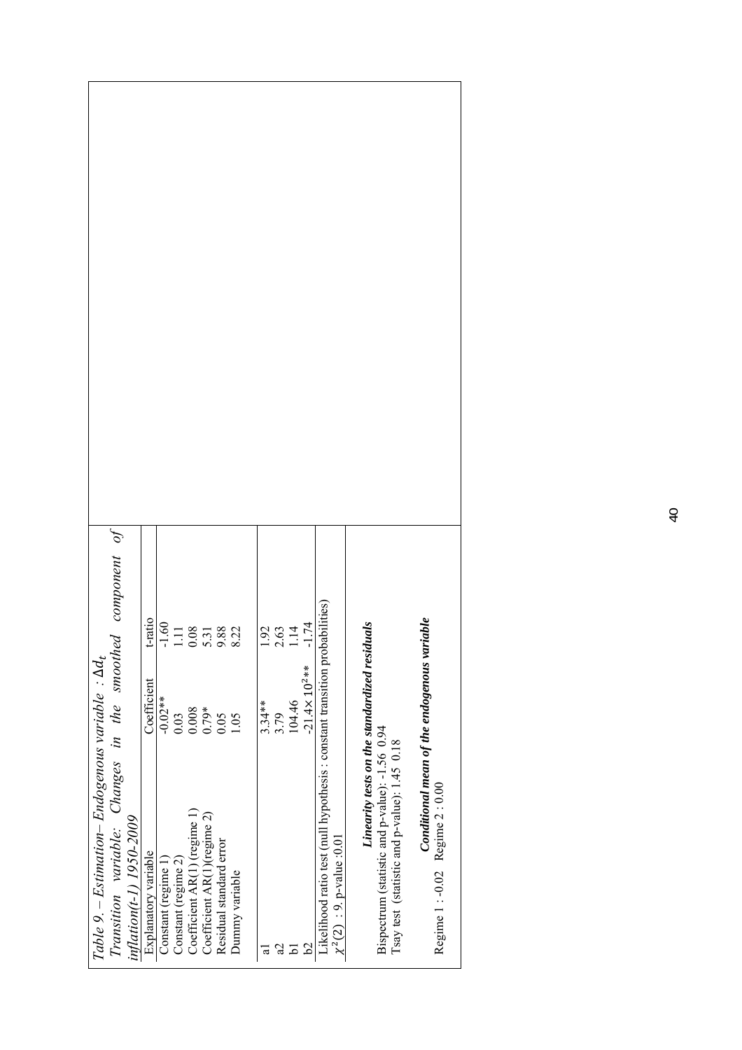*Table 9. – Estimation– Endogenous variable : $\Delta d_t$*

*Transition variable: Changes in the smoothed component of inflation(t-1) 1950-2009*

| Explanatory variable | Coefficient | t-ratio |
|---|---|---|
| Constant (regime 1) | -0.02** | -1.60 |
| Constant (regime 2) | 0.03 | 1.11 |
| Coefficient AR(1) (regime 1) | 0.008 | 0.08 |
| Coefficient AR(1)(regime 2) | 0.79* | 5.31 |
| Residual standard error | 0.05 | 9.88 |
| Dummy variable | 1.05 | 8.22 |
| a1 | 3.34** | 1.92 |
| a2 | 3.79 | 2.63 |
| b1 | 104.46 | 1.14 |
| b2 | $-21.4\times 10^{2}$** | -1.74 |

Likelihood ratio test (null hypothesis : constant transition probabilities)
$\chi^2(2)$ : 9, p-value :0.01

***Linearity tests on the standardized residuals***

Bispectrum (statistic and p-value): -1.56 0.94
Tsay test (statistic and p-value): 1.45 0.18

***Conditional mean of the endogenous variable***

Regime 1 : -0.02 Regime 2 : 0.00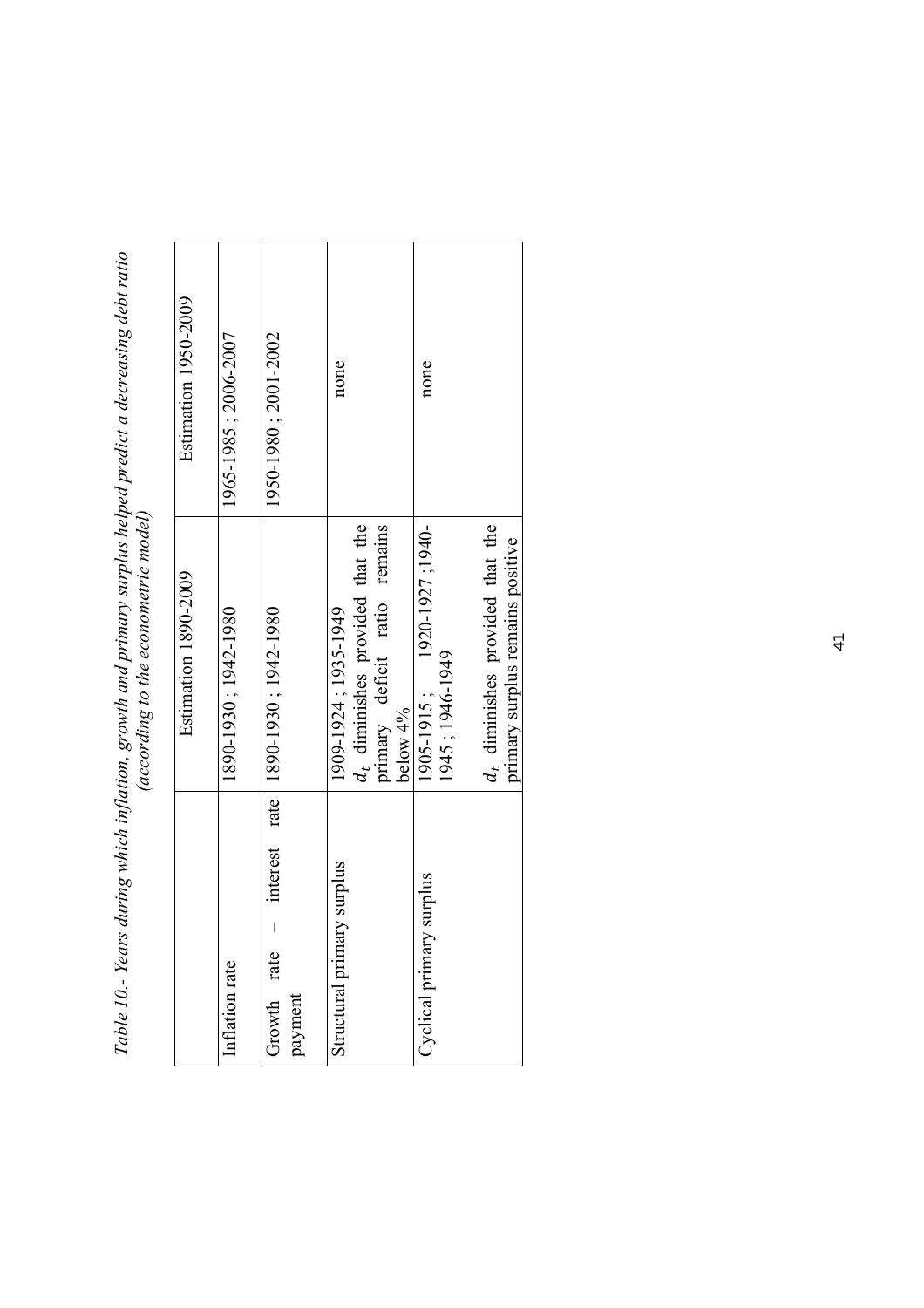*Table 10.- Years during which inflation, growth and primary surplus helped predict a decreasing debt ratio (according to the econometric model)*

| | Estimation 1890-2009 | Estimation 1950-2009 |
|---|---|---|
| Inflation rate | 1890-1930 ; 1942-1980 | 1965-1985 ; 2006-2007 |
| Growth rate – interest rate payment | 1890-1930 ; 1942-1980 | 1950-1980 ; 2001-2002 |
| Structural primary surplus | 1909-1924 ; 1935-1949<br>$d_t$ diminishes provided that the primary deficit ratio remains below 4% | none |
| Cyclical primary surplus | 1905-1915 ; 1920-1927 ;1940-1945 ; 1946-1949<br>$d_t$ diminishes provided that the primary surplus remains positive | none |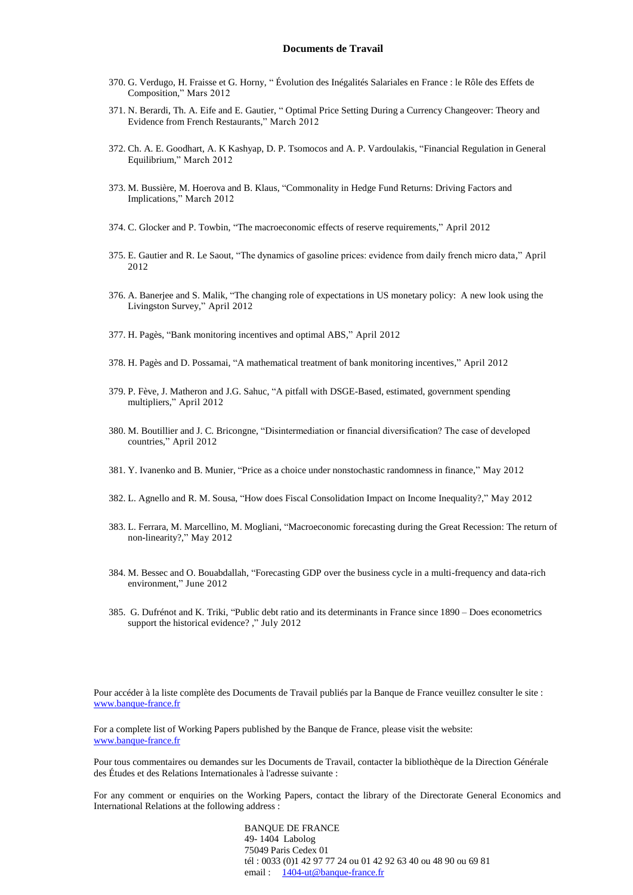## Documents de Travail

370. G. Verdugo, H. Fraisse et G. Horny, " Évolution des Inégalités Salariales en France : le Rôle des Effets de Composition," Mars 2012
371. N. Berardi, Th. A. Eife and E. Gautier, " Optimal Price Setting During a Currency Changeover: Theory and Evidence from French Restaurants," March 2012
372. Ch. A. E. Goodhart, A. K Kashyap, D. P. Tsomocos and A. P. Vardoulakis, "Financial Regulation in General Equilibrium," March 2012
373. M. Bussière, M. Hoerova and B. Klaus, "Commonality in Hedge Fund Returns: Driving Factors and Implications," March 2012
374. C. Glocker and P. Towbin, "The macroeconomic effects of reserve requirements," April 2012
375. E. Gautier and R. Le Saout, "The dynamics of gasoline prices: evidence from daily french micro data," April 2012
376. A. Banerjee and S. Malik, "The changing role of expectations in US monetary policy: A new look using the Livingston Survey," April 2012
377. H. Pagès, "Bank monitoring incentives and optimal ABS," April 2012
378. H. Pagès and D. Possamai, "A mathematical treatment of bank monitoring incentives," April 2012
379. P. Fève, J. Matheron and J.G. Sahuc, "A pitfall with DSGE-Based, estimated, government spending multipliers," April 2012
380. M. Boutillier and J. C. Bricongne, "Disintermediation or financial diversification? The case of developed countries," April 2012
381. Y. Ivanenko and B. Munier, "Price as a choice under nonstochastic randomness in finance," May 2012
382. L. Agnello and R. M. Sousa, "How does Fiscal Consolidation Impact on Income Inequality?," May 2012
383. L. Ferrara, M. Marcellino, M. Mogliani, "Macroeconomic forecasting during the Great Recession: The return of non-linearity?," May 2012
384. M. Bessec and O. Bouabdallah, "Forecasting GDP over the business cycle in a multi-frequency and data-rich environment," June 2012
385. G. Dufrénot and K. Triki, "Public debt ratio and its determinants in France since 1890 – Does econometrics support the historical evidence? ," July 2012

Pour accéder à la liste complète des Documents de Travail publiés par la Banque de France veuillez consulter le site : www.banque-france.fr

For a complete list of Working Papers published by the Banque de France, please visit the website: www.banque-france.fr

Pour tous commentaires ou demandes sur les Documents de Travail, contacter la bibliothèque de la Direction Générale des Études et des Relations Internationales à l'adresse suivante :

For any comment or enquiries on the Working Papers, contact the library of the Directorate General Economics and International Relations at the following address :

BANQUE DE FRANCE
49- 1404 Labolog
75049 Paris Cedex 01
tél : 0033 (0)1 42 97 77 24 ou 01 42 92 63 40 ou 48 90 ou 69 81
email : 1404-ut@banque-france.fr